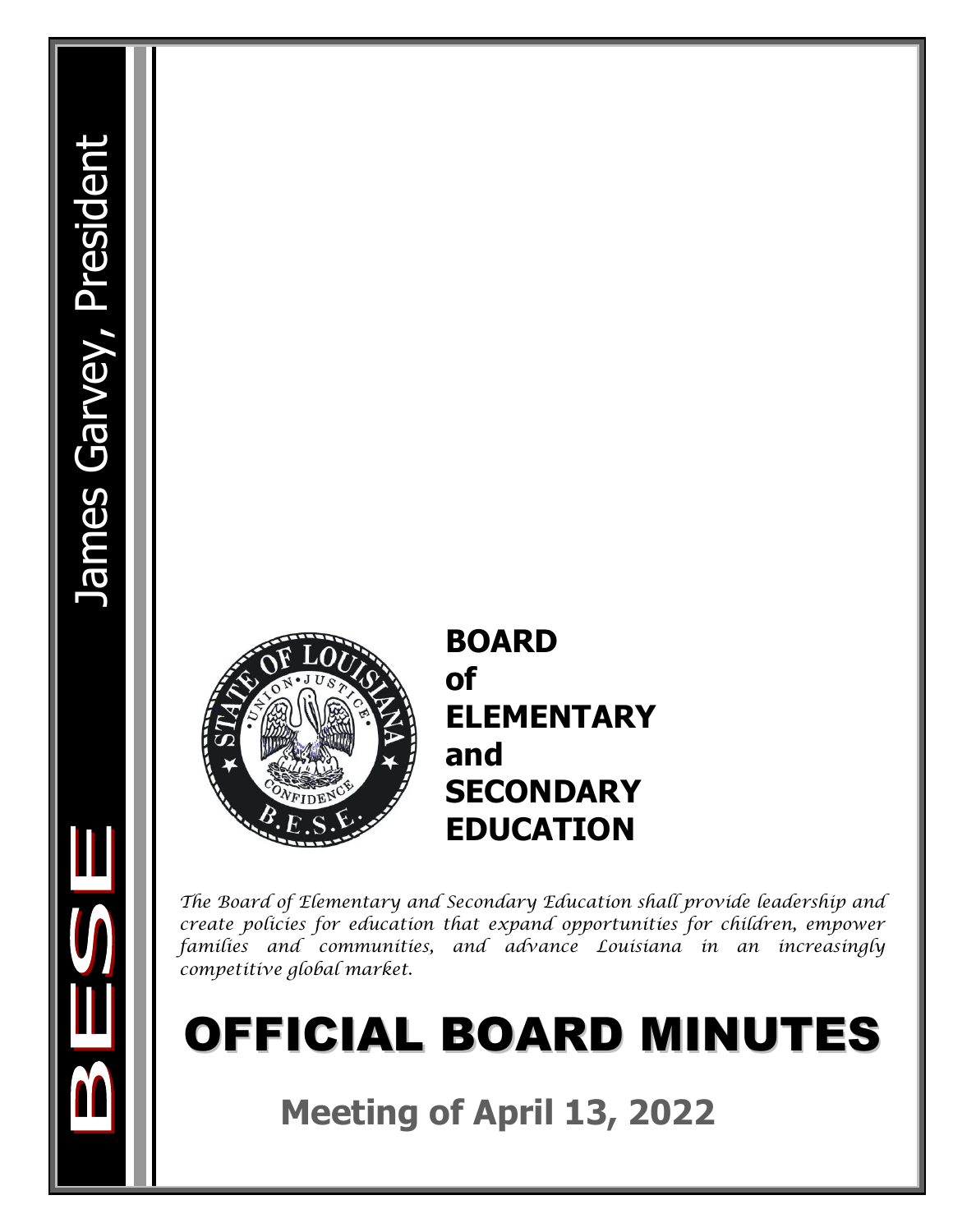James Garvey, President

BESE

**BOARD of ELEMENTARY and SECONDARY EDUCATION**

*The Board of Elementary and Secondary Education shall provide leadership and create policies for education that expand opportunities for children, empower families and communities, and advance Louisiana in an increasingly competitive global market.*

# OFFICIAL BOARD MINUTES

## Meeting of April 13, 2022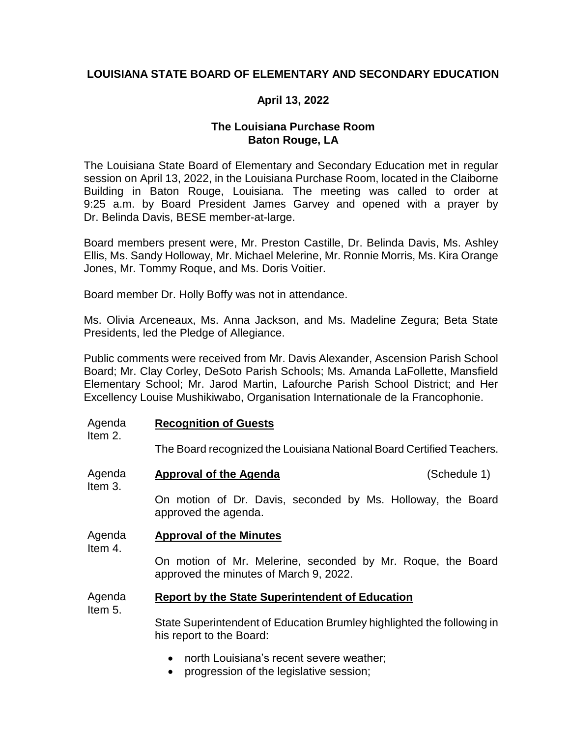**LOUISIANA STATE BOARD OF ELEMENTARY AND SECONDARY EDUCATION**

**April 13, 2022**

**The Louisiana Purchase Room**
**Baton Rouge, LA**

The Louisiana State Board of Elementary and Secondary Education met in regular session on April 13, 2022, in the Louisiana Purchase Room, located in the Claiborne Building in Baton Rouge, Louisiana. The meeting was called to order at 9:25 a.m. by Board President James Garvey and opened with a prayer by Dr. Belinda Davis, BESE member-at-large.

Board members present were, Mr. Preston Castille, Dr. Belinda Davis, Ms. Ashley Ellis, Ms. Sandy Holloway, Mr. Michael Melerine, Mr. Ronnie Morris, Ms. Kira Orange Jones, Mr. Tommy Roque, and Ms. Doris Voitier.

Board member Dr. Holly Boffy was not in attendance.

Ms. Olivia Arceneaux, Ms. Anna Jackson, and Ms. Madeline Zegura; Beta State Presidents, led the Pledge of Allegiance.

Public comments were received from Mr. Davis Alexander, Ascension Parish School Board; Mr. Clay Corley, DeSoto Parish Schools; Ms. Amanda LaFollette, Mansfield Elementary School; Mr. Jarod Martin, Lafourche Parish School District; and Her Excellency Louise Mushikiwabo, Organisation Internationale de la Francophonie.

Agenda Item 2. **Recognition of Guests**

The Board recognized the Louisiana National Board Certified Teachers.

Agenda Item 3. **Approval of the Agenda** (Schedule 1)

On motion of Dr. Davis, seconded by Ms. Holloway, the Board approved the agenda.

Agenda Item 4. **Approval of the Minutes**

On motion of Mr. Melerine, seconded by Mr. Roque, the Board approved the minutes of March 9, 2022.

Agenda Item 5. **Report by the State Superintendent of Education**

State Superintendent of Education Brumley highlighted the following in his report to the Board:

- north Louisiana's recent severe weather;
- progression of the legislative session;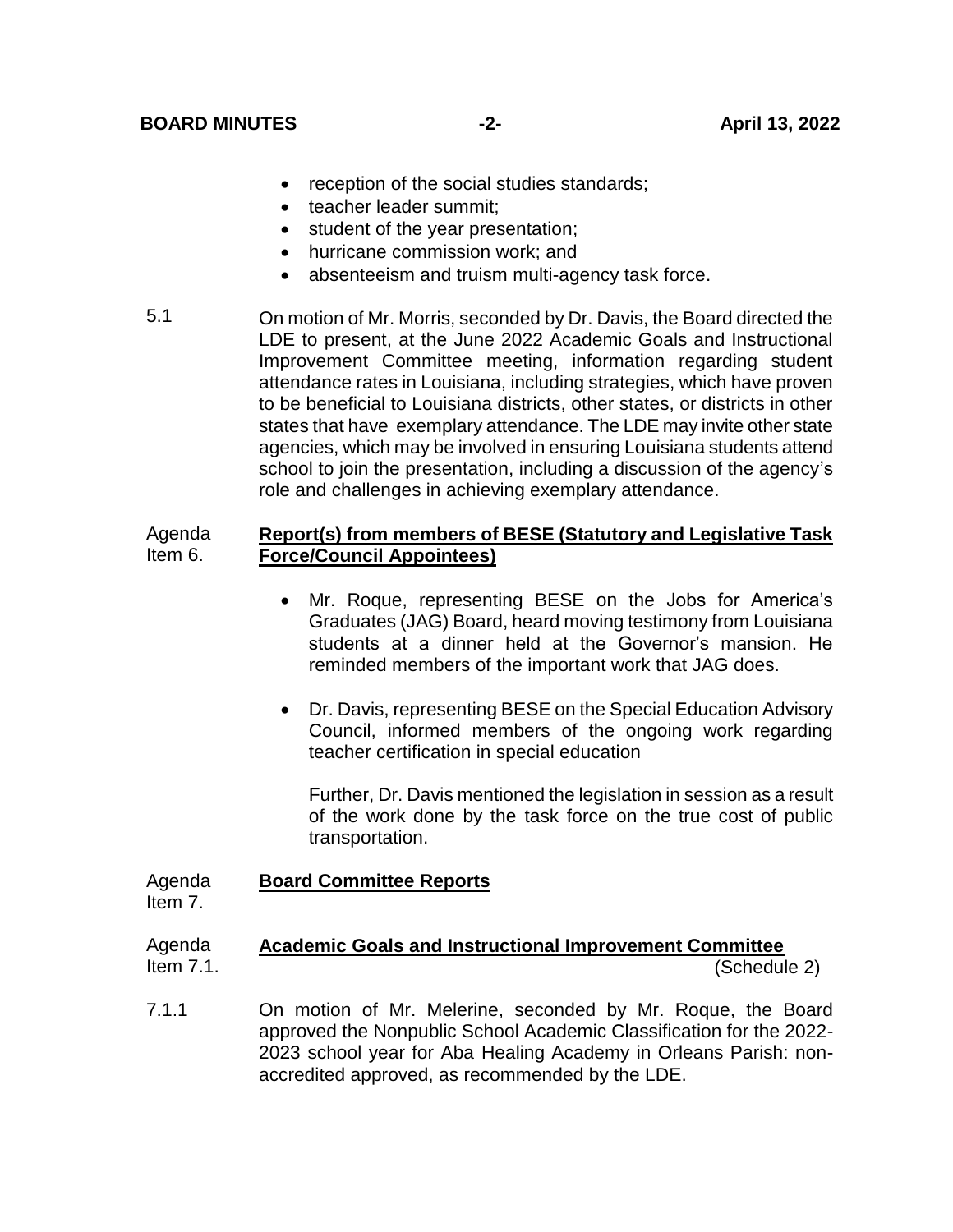- reception of the social studies standards;
- teacher leader summit;
- student of the year presentation;
- hurricane commission work; and
- absenteeism and truism multi-agency task force.

5.1 On motion of Mr. Morris, seconded by Dr. Davis, the Board directed the LDE to present, at the June 2022 Academic Goals and Instructional Improvement Committee meeting, information regarding student attendance rates in Louisiana, including strategies, which have proven to be beneficial to Louisiana districts, other states, or districts in other states that have exemplary attendance. The LDE may invite other state agencies, which may be involved in ensuring Louisiana students attend school to join the presentation, including a discussion of the agency's role and challenges in achieving exemplary attendance.

Agenda Item 6. **Report(s) from members of BESE (Statutory and Legislative Task Force/Council Appointees)**

- Mr. Roque, representing BESE on the Jobs for America's Graduates (JAG) Board, heard moving testimony from Louisiana students at a dinner held at the Governor's mansion. He reminded members of the important work that JAG does.

- Dr. Davis, representing BESE on the Special Education Advisory Council, informed members of the ongoing work regarding teacher certification in special education

  Further, Dr. Davis mentioned the legislation in session as a result of the work done by the task force on the true cost of public transportation.

Agenda Item 7. **Board Committee Reports**

Agenda Item 7.1. **Academic Goals and Instructional Improvement Committee** (Schedule 2)

7.1.1 On motion of Mr. Melerine, seconded by Mr. Roque, the Board approved the Nonpublic School Academic Classification for the 2022-2023 school year for Aba Healing Academy in Orleans Parish: non-accredited approved, as recommended by the LDE.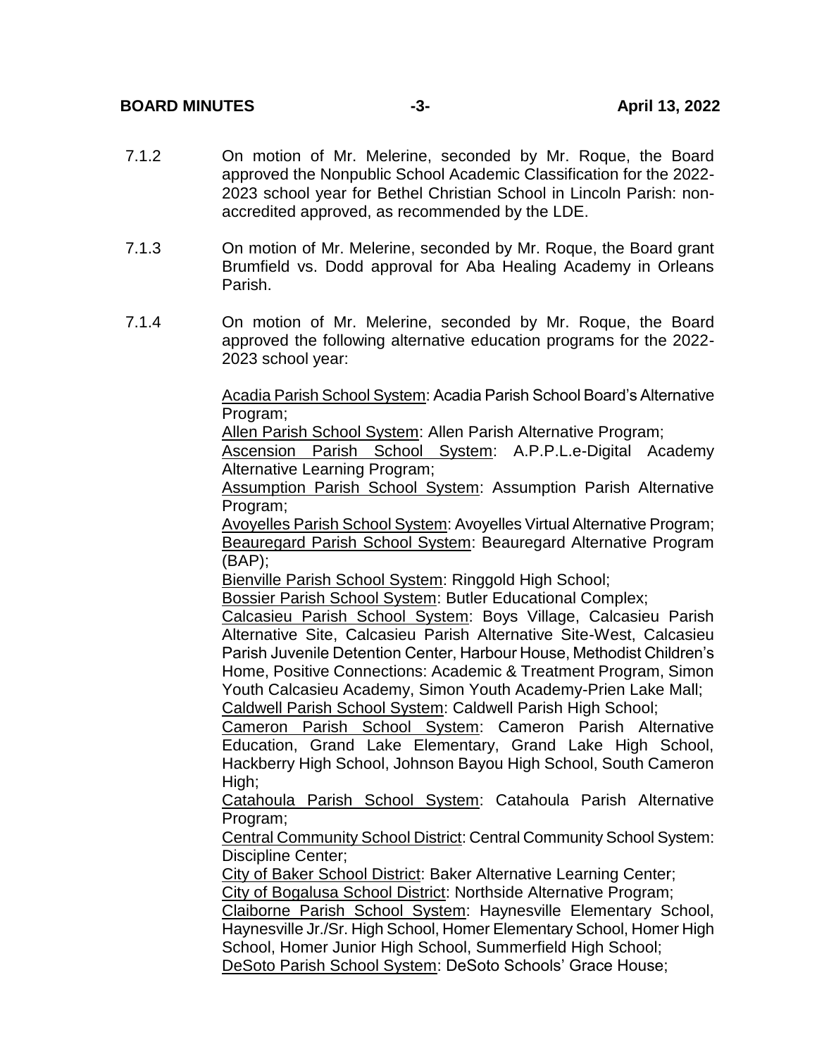7.1.2 On motion of Mr. Melerine, seconded by Mr. Roque, the Board approved the Nonpublic School Academic Classification for the 2022-2023 school year for Bethel Christian School in Lincoln Parish: non-accredited approved, as recommended by the LDE.

7.1.3 On motion of Mr. Melerine, seconded by Mr. Roque, the Board grant Brumfield vs. Dodd approval for Aba Healing Academy in Orleans Parish.

7.1.4 On motion of Mr. Melerine, seconded by Mr. Roque, the Board approved the following alternative education programs for the 2022-2023 school year:

Acadia Parish School System: Acadia Parish School Board's Alternative Program;
Allen Parish School System: Allen Parish Alternative Program;
Ascension Parish School System: A.P.P.L.e-Digital Academy Alternative Learning Program;
Assumption Parish School System: Assumption Parish Alternative Program;
Avoyelles Parish School System: Avoyelles Virtual Alternative Program;
Beauregard Parish School System: Beauregard Alternative Program (BAP);
Bienville Parish School System: Ringgold High School;
Bossier Parish School System: Butler Educational Complex;
Calcasieu Parish School System: Boys Village, Calcasieu Parish Alternative Site, Calcasieu Parish Alternative Site-West, Calcasieu Parish Juvenile Detention Center, Harbour House, Methodist Children's Home, Positive Connections: Academic & Treatment Program, Simon Youth Calcasieu Academy, Simon Youth Academy-Prien Lake Mall;
Caldwell Parish School System: Caldwell Parish High School;
Cameron Parish School System: Cameron Parish Alternative Education, Grand Lake Elementary, Grand Lake High School, Hackberry High School, Johnson Bayou High School, South Cameron High;
Catahoula Parish School System: Catahoula Parish Alternative Program;
Central Community School District: Central Community School System: Discipline Center;
City of Baker School District: Baker Alternative Learning Center;
City of Bogalusa School District: Northside Alternative Program;
Claiborne Parish School System: Haynesville Elementary School, Haynesville Jr./Sr. High School, Homer Elementary School, Homer High School, Homer Junior High School, Summerfield High School;
DeSoto Parish School System: DeSoto Schools' Grace House;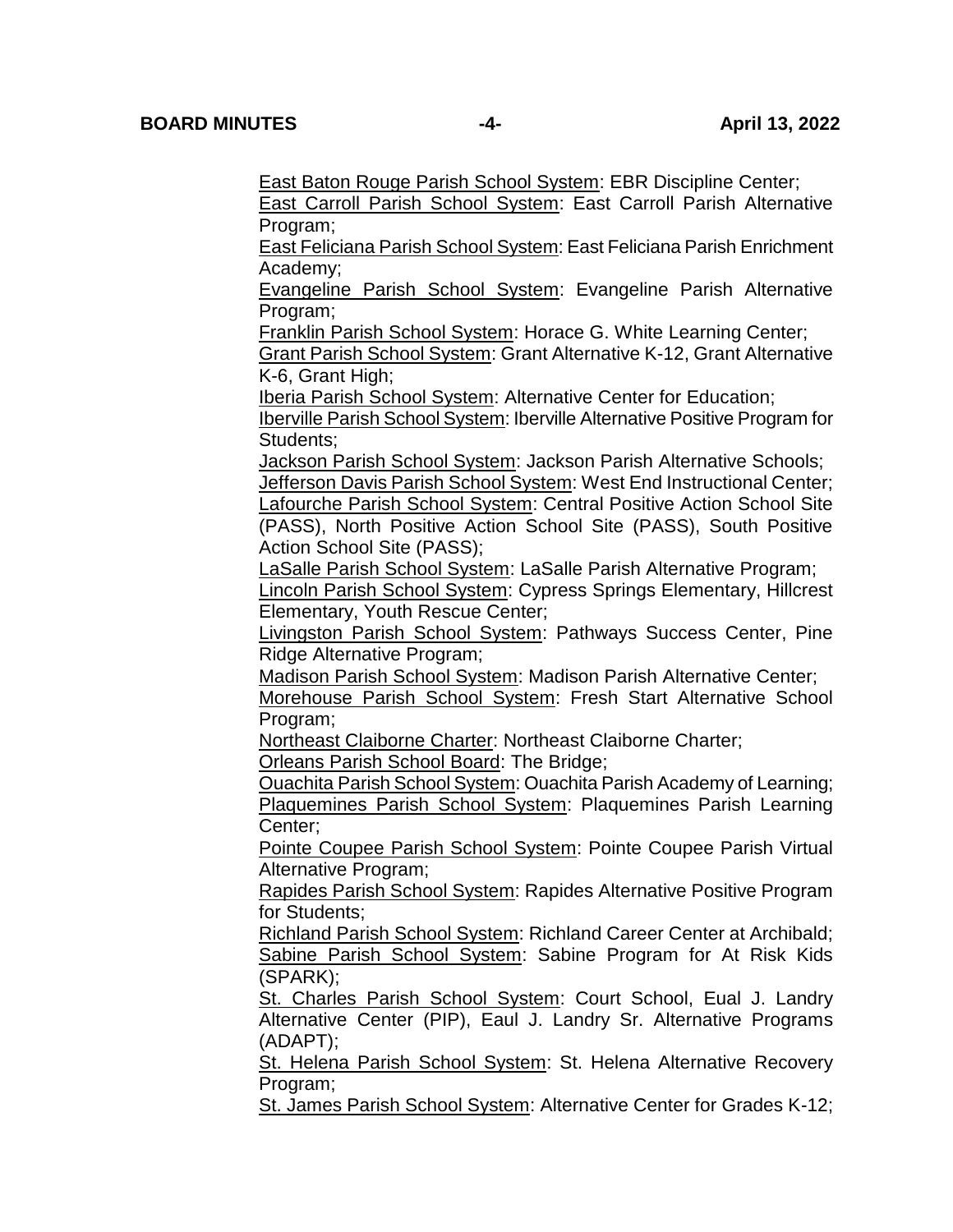East Baton Rouge Parish School System: EBR Discipline Center;
East Carroll Parish School System: East Carroll Parish Alternative Program;
East Feliciana Parish School System: East Feliciana Parish Enrichment Academy;
Evangeline Parish School System: Evangeline Parish Alternative Program;
Franklin Parish School System: Horace G. White Learning Center;
Grant Parish School System: Grant Alternative K-12, Grant Alternative K-6, Grant High;
Iberia Parish School System: Alternative Center for Education;
Iberville Parish School System: Iberville Alternative Positive Program for Students;
Jackson Parish School System: Jackson Parish Alternative Schools;
Jefferson Davis Parish School System: West End Instructional Center;
Lafourche Parish School System: Central Positive Action School Site (PASS), North Positive Action School Site (PASS), South Positive Action School Site (PASS);
LaSalle Parish School System: LaSalle Parish Alternative Program;
Lincoln Parish School System: Cypress Springs Elementary, Hillcrest Elementary, Youth Rescue Center;
Livingston Parish School System: Pathways Success Center, Pine Ridge Alternative Program;
Madison Parish School System: Madison Parish Alternative Center;
Morehouse Parish School System: Fresh Start Alternative School Program;
Northeast Claiborne Charter: Northeast Claiborne Charter;
Orleans Parish School Board: The Bridge;
Ouachita Parish School System: Ouachita Parish Academy of Learning;
Plaquemines Parish School System: Plaquemines Parish Learning Center;
Pointe Coupee Parish School System: Pointe Coupee Parish Virtual Alternative Program;
Rapides Parish School System: Rapides Alternative Positive Program for Students;
Richland Parish School System: Richland Career Center at Archibald;
Sabine Parish School System: Sabine Program for At Risk Kids (SPARK);
St. Charles Parish School System: Court School, Eual J. Landry Alternative Center (PIP), Eaul J. Landry Sr. Alternative Programs (ADAPT);
St. Helena Parish School System: St. Helena Alternative Recovery Program;
St. James Parish School System: Alternative Center for Grades K-12;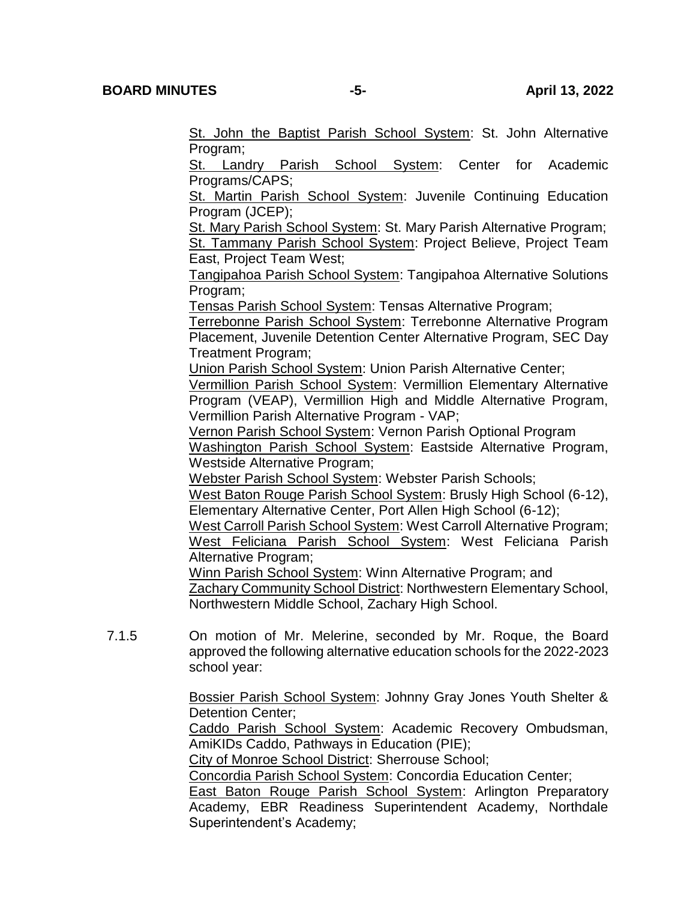St. John the Baptist Parish School System: St. John Alternative Program;
St. Landry Parish School System: Center for Academic Programs/CAPS;
St. Martin Parish School System: Juvenile Continuing Education Program (JCEP);
St. Mary Parish School System: St. Mary Parish Alternative Program;
St. Tammany Parish School System: Project Believe, Project Team East, Project Team West;
Tangipahoa Parish School System: Tangipahoa Alternative Solutions Program;
Tensas Parish School System: Tensas Alternative Program;
Terrebonne Parish School System: Terrebonne Alternative Program Placement, Juvenile Detention Center Alternative Program, SEC Day Treatment Program;
Union Parish School System: Union Parish Alternative Center;
Vermillion Parish School System: Vermillion Elementary Alternative Program (VEAP), Vermillion High and Middle Alternative Program, Vermillion Parish Alternative Program - VAP;
Vernon Parish School System: Vernon Parish Optional Program
Washington Parish School System: Eastside Alternative Program, Westside Alternative Program;
Webster Parish School System: Webster Parish Schools;
West Baton Rouge Parish School System: Brusly High School (6-12), Elementary Alternative Center, Port Allen High School (6-12);
West Carroll Parish School System: West Carroll Alternative Program;
West Feliciana Parish School System: West Feliciana Parish Alternative Program;
Winn Parish School System: Winn Alternative Program; and
Zachary Community School District: Northwestern Elementary School, Northwestern Middle School, Zachary High School.

7.1.5 On motion of Mr. Melerine, seconded by Mr. Roque, the Board approved the following alternative education schools for the 2022-2023 school year:

Bossier Parish School System: Johnny Gray Jones Youth Shelter & Detention Center;
Caddo Parish School System: Academic Recovery Ombudsman, AmiKIDs Caddo, Pathways in Education (PIE);
City of Monroe School District: Sherrouse School;
Concordia Parish School System: Concordia Education Center;
East Baton Rouge Parish School System: Arlington Preparatory Academy, EBR Readiness Superintendent Academy, Northdale Superintendent's Academy;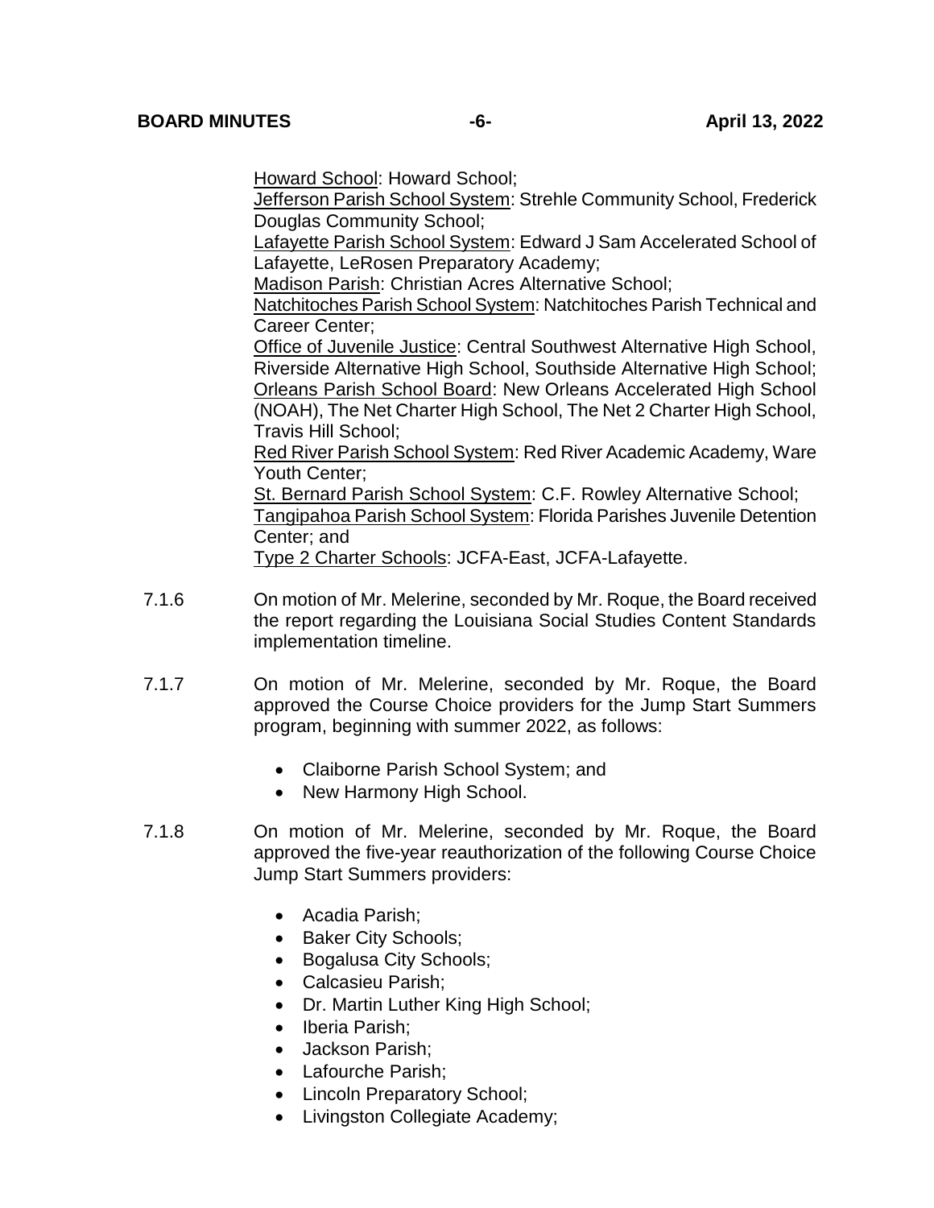Howard School: Howard School;
Jefferson Parish School System: Strehle Community School, Frederick Douglas Community School;
Lafayette Parish School System: Edward J Sam Accelerated School of Lafayette, LeRosen Preparatory Academy;
Madison Parish: Christian Acres Alternative School;
Natchitoches Parish School System: Natchitoches Parish Technical and Career Center;
Office of Juvenile Justice: Central Southwest Alternative High School, Riverside Alternative High School, Southside Alternative High School;
Orleans Parish School Board: New Orleans Accelerated High School (NOAH), The Net Charter High School, The Net 2 Charter High School, Travis Hill School;
Red River Parish School System: Red River Academic Academy, Ware Youth Center;
St. Bernard Parish School System: C.F. Rowley Alternative School;
Tangipahoa Parish School System: Florida Parishes Juvenile Detention Center; and
Type 2 Charter Schools: JCFA-East, JCFA-Lafayette.

7.1.6 On motion of Mr. Melerine, seconded by Mr. Roque, the Board received the report regarding the Louisiana Social Studies Content Standards implementation timeline.

7.1.7 On motion of Mr. Melerine, seconded by Mr. Roque, the Board approved the Course Choice providers for the Jump Start Summers program, beginning with summer 2022, as follows:

- Claiborne Parish School System; and
- New Harmony High School.

7.1.8 On motion of Mr. Melerine, seconded by Mr. Roque, the Board approved the five-year reauthorization of the following Course Choice Jump Start Summers providers:

- Acadia Parish;
- Baker City Schools;
- Bogalusa City Schools;
- Calcasieu Parish;
- Dr. Martin Luther King High School;
- Iberia Parish;
- Jackson Parish;
- Lafourche Parish;
- Lincoln Preparatory School;
- Livingston Collegiate Academy;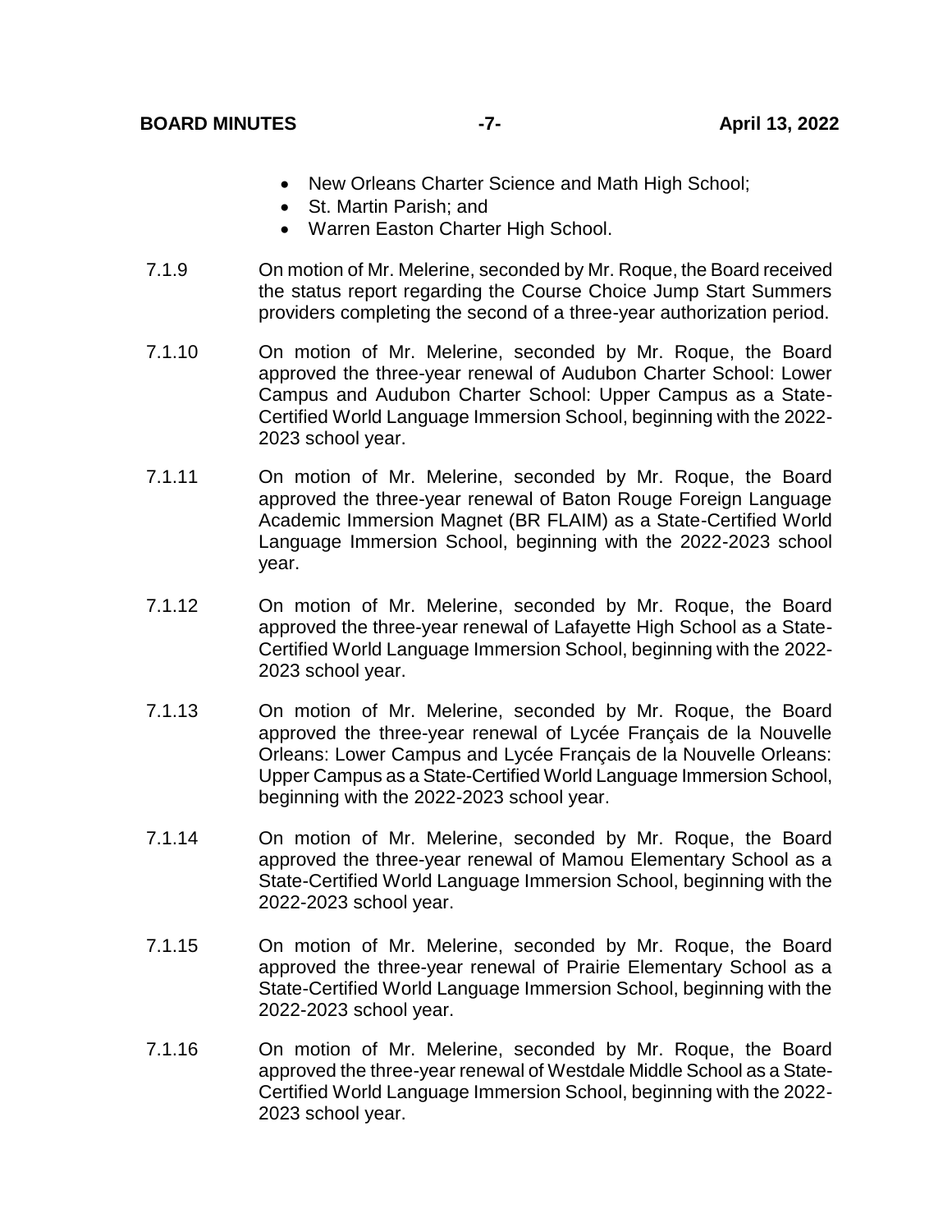- New Orleans Charter Science and Math High School;
- St. Martin Parish; and
- Warren Easton Charter High School.

7.1.9 On motion of Mr. Melerine, seconded by Mr. Roque, the Board received the status report regarding the Course Choice Jump Start Summers providers completing the second of a three-year authorization period.

7.1.10 On motion of Mr. Melerine, seconded by Mr. Roque, the Board approved the three-year renewal of Audubon Charter School: Lower Campus and Audubon Charter School: Upper Campus as a State-Certified World Language Immersion School, beginning with the 2022-2023 school year.

7.1.11 On motion of Mr. Melerine, seconded by Mr. Roque, the Board approved the three-year renewal of Baton Rouge Foreign Language Academic Immersion Magnet (BR FLAIM) as a State-Certified World Language Immersion School, beginning with the 2022-2023 school year.

7.1.12 On motion of Mr. Melerine, seconded by Mr. Roque, the Board approved the three-year renewal of Lafayette High School as a State-Certified World Language Immersion School, beginning with the 2022-2023 school year.

7.1.13 On motion of Mr. Melerine, seconded by Mr. Roque, the Board approved the three-year renewal of Lycée Français de la Nouvelle Orleans: Lower Campus and Lycée Français de la Nouvelle Orleans: Upper Campus as a State-Certified World Language Immersion School, beginning with the 2022-2023 school year.

7.1.14 On motion of Mr. Melerine, seconded by Mr. Roque, the Board approved the three-year renewal of Mamou Elementary School as a State-Certified World Language Immersion School, beginning with the 2022-2023 school year.

7.1.15 On motion of Mr. Melerine, seconded by Mr. Roque, the Board approved the three-year renewal of Prairie Elementary School as a State-Certified World Language Immersion School, beginning with the 2022-2023 school year.

7.1.16 On motion of Mr. Melerine, seconded by Mr. Roque, the Board approved the three-year renewal of Westdale Middle School as a State-Certified World Language Immersion School, beginning with the 2022-2023 school year.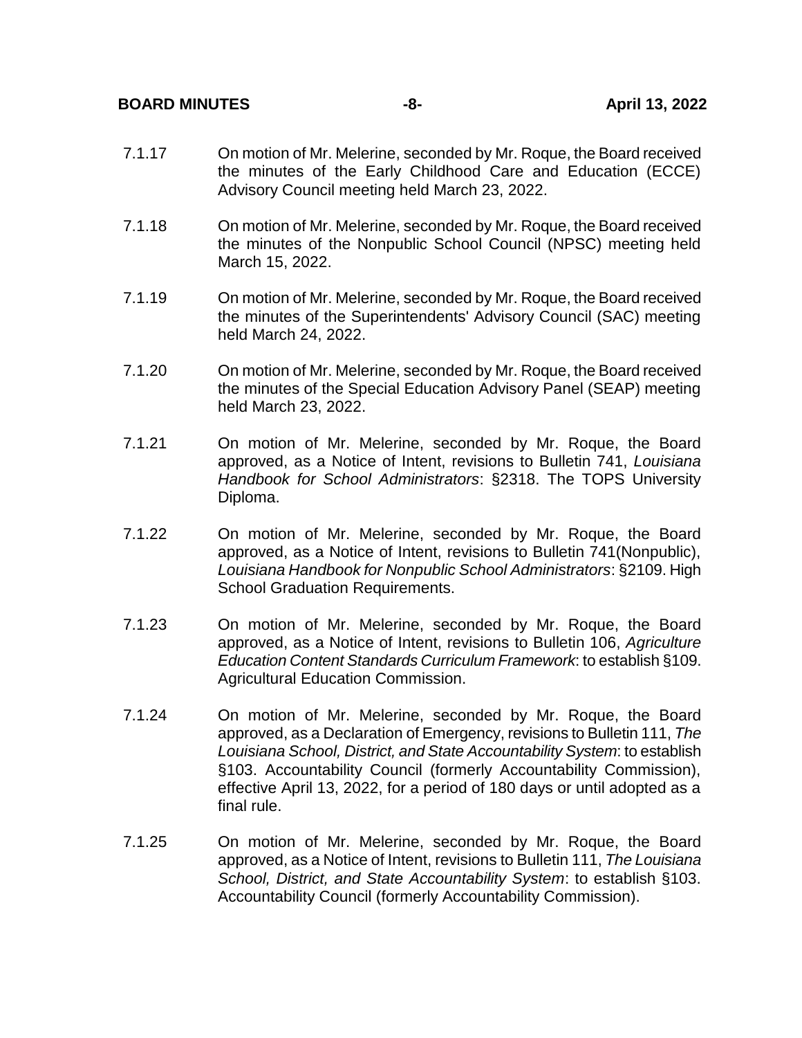7.1.17 On motion of Mr. Melerine, seconded by Mr. Roque, the Board received the minutes of the Early Childhood Care and Education (ECCE) Advisory Council meeting held March 23, 2022.

7.1.18 On motion of Mr. Melerine, seconded by Mr. Roque, the Board received the minutes of the Nonpublic School Council (NPSC) meeting held March 15, 2022.

7.1.19 On motion of Mr. Melerine, seconded by Mr. Roque, the Board received the minutes of the Superintendents' Advisory Council (SAC) meeting held March 24, 2022.

7.1.20 On motion of Mr. Melerine, seconded by Mr. Roque, the Board received the minutes of the Special Education Advisory Panel (SEAP) meeting held March 23, 2022.

7.1.21 On motion of Mr. Melerine, seconded by Mr. Roque, the Board approved, as a Notice of Intent, revisions to Bulletin 741, *Louisiana Handbook for School Administrators*: §2318. The TOPS University Diploma.

7.1.22 On motion of Mr. Melerine, seconded by Mr. Roque, the Board approved, as a Notice of Intent, revisions to Bulletin 741(Nonpublic), *Louisiana Handbook for Nonpublic School Administrators*: §2109. High School Graduation Requirements.

7.1.23 On motion of Mr. Melerine, seconded by Mr. Roque, the Board approved, as a Notice of Intent, revisions to Bulletin 106, *Agriculture Education Content Standards Curriculum Framework*: to establish §109. Agricultural Education Commission.

7.1.24 On motion of Mr. Melerine, seconded by Mr. Roque, the Board approved, as a Declaration of Emergency, revisions to Bulletin 111, *The Louisiana School, District, and State Accountability System*: to establish §103. Accountability Council (formerly Accountability Commission), effective April 13, 2022, for a period of 180 days or until adopted as a final rule.

7.1.25 On motion of Mr. Melerine, seconded by Mr. Roque, the Board approved, as a Notice of Intent, revisions to Bulletin 111, *The Louisiana School, District, and State Accountability System*: to establish §103. Accountability Council (formerly Accountability Commission).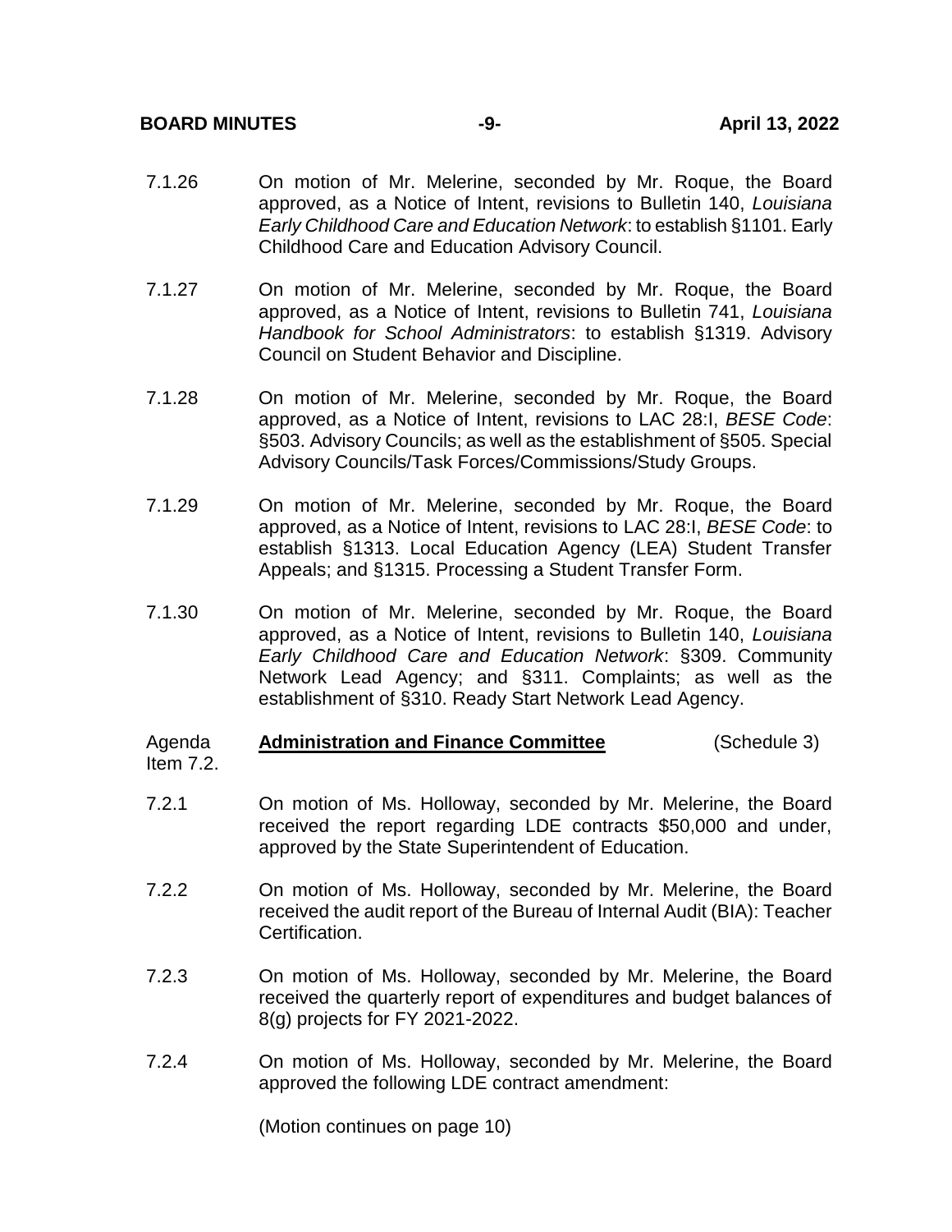7.1.26 On motion of Mr. Melerine, seconded by Mr. Roque, the Board approved, as a Notice of Intent, revisions to Bulletin 140, *Louisiana Early Childhood Care and Education Network*: to establish §1101. Early Childhood Care and Education Advisory Council.

7.1.27 On motion of Mr. Melerine, seconded by Mr. Roque, the Board approved, as a Notice of Intent, revisions to Bulletin 741, *Louisiana Handbook for School Administrators*: to establish §1319. Advisory Council on Student Behavior and Discipline.

7.1.28 On motion of Mr. Melerine, seconded by Mr. Roque, the Board approved, as a Notice of Intent, revisions to LAC 28:I, *BESE Code*: §503. Advisory Councils; as well as the establishment of §505. Special Advisory Councils/Task Forces/Commissions/Study Groups.

7.1.29 On motion of Mr. Melerine, seconded by Mr. Roque, the Board approved, as a Notice of Intent, revisions to LAC 28:I, *BESE Code*: to establish §1313. Local Education Agency (LEA) Student Transfer Appeals; and §1315. Processing a Student Transfer Form.

7.1.30 On motion of Mr. Melerine, seconded by Mr. Roque, the Board approved, as a Notice of Intent, revisions to Bulletin 140, *Louisiana Early Childhood Care and Education Network*: §309. Community Network Lead Agency; and §311. Complaints; as well as the establishment of §310. Ready Start Network Lead Agency.

Agenda Item 7.2. **Administration and Finance Committee** (Schedule 3)

7.2.1 On motion of Ms. Holloway, seconded by Mr. Melerine, the Board received the report regarding LDE contracts $50,000 and under, approved by the State Superintendent of Education.

7.2.2 On motion of Ms. Holloway, seconded by Mr. Melerine, the Board received the audit report of the Bureau of Internal Audit (BIA): Teacher Certification.

7.2.3 On motion of Ms. Holloway, seconded by Mr. Melerine, the Board received the quarterly report of expenditures and budget balances of 8(g) projects for FY 2021-2022.

7.2.4 On motion of Ms. Holloway, seconded by Mr. Melerine, the Board approved the following LDE contract amendment:

(Motion continues on page 10)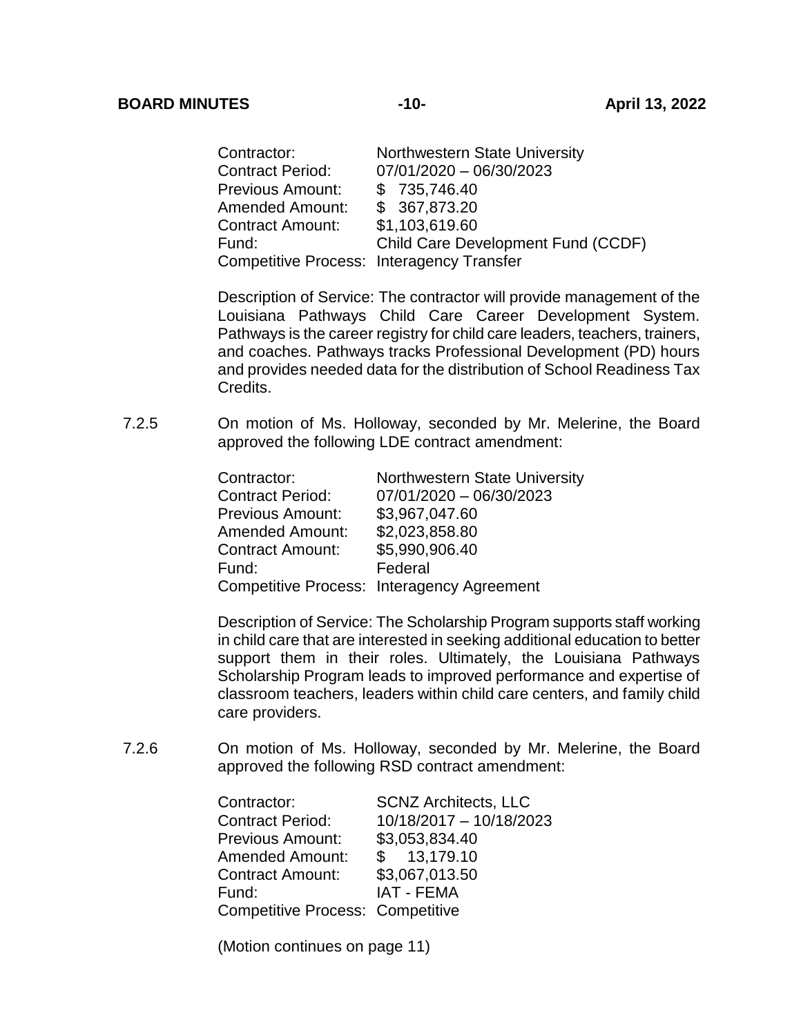| | |
|---|---|
| Contractor: | Northwestern State University |
| Contract Period: | 07/01/2020 – 06/30/2023 |
| Previous Amount: | $ 735,746.40 |
| Amended Amount: | $ 367,873.20 |
| Contract Amount: | $1,103,619.60 |
| Fund: | Child Care Development Fund (CCDF) |
| Competitive Process: | Interagency Transfer |

Description of Service: The contractor will provide management of the Louisiana Pathways Child Care Career Development System. Pathways is the career registry for child care leaders, teachers, trainers, and coaches. Pathways tracks Professional Development (PD) hours and provides needed data for the distribution of School Readiness Tax Credits.

7.2.5 On motion of Ms. Holloway, seconded by Mr. Melerine, the Board approved the following LDE contract amendment:

| | |
|---|---|
| Contractor: | Northwestern State University |
| Contract Period: | 07/01/2020 – 06/30/2023 |
| Previous Amount: | $3,967,047.60 |
| Amended Amount: | $2,023,858.80 |
| Contract Amount: | $5,990,906.40 |
| Fund: | Federal |
| Competitive Process: | Interagency Agreement |

Description of Service: The Scholarship Program supports staff working in child care that are interested in seeking additional education to better support them in their roles. Ultimately, the Louisiana Pathways Scholarship Program leads to improved performance and expertise of classroom teachers, leaders within child care centers, and family child care providers.

7.2.6 On motion of Ms. Holloway, seconded by Mr. Melerine, the Board approved the following RSD contract amendment:

| | |
|---|---|
| Contractor: | SCNZ Architects, LLC |
| Contract Period: | 10/18/2017 – 10/18/2023 |
| Previous Amount: | $3,053,834.40 |
| Amended Amount: | $ 13,179.10 |
| Contract Amount: | $3,067,013.50 |
| Fund: | IAT - FEMA |
| Competitive Process: | Competitive |

(Motion continues on page 11)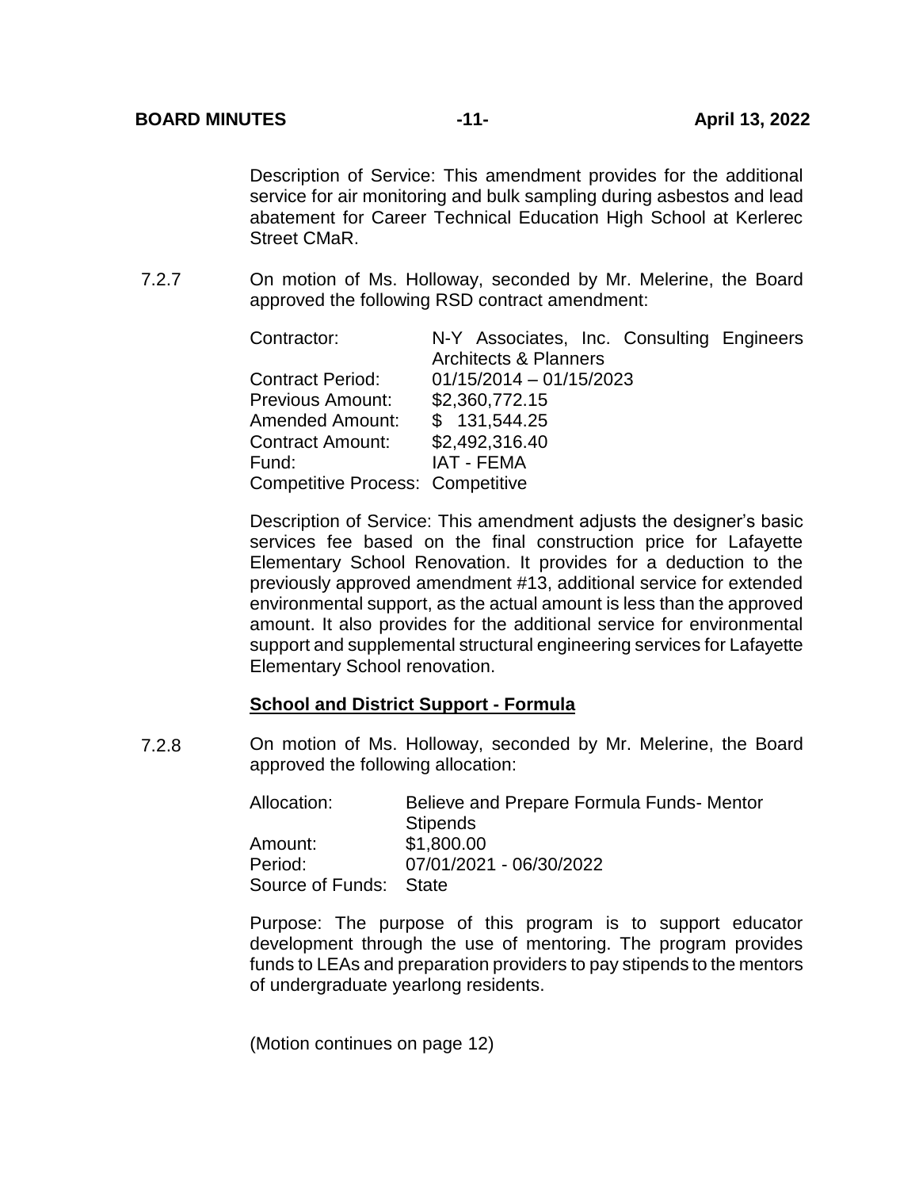Description of Service: This amendment provides for the additional service for air monitoring and bulk sampling during asbestos and lead abatement for Career Technical Education High School at Kerlerec Street CMaR.

7.2.7 On motion of Ms. Holloway, seconded by Mr. Melerine, the Board approved the following RSD contract amendment:

| | |
|---|---|
| Contractor: | N-Y Associates, Inc. Consulting Engineers Architects & Planners |
| Contract Period: | 01/15/2014 – 01/15/2023 |
| Previous Amount: | $2,360,772.15 |
| Amended Amount: | $ 131,544.25 |
| Contract Amount: | $2,492,316.40 |
| Fund: | IAT - FEMA |
| Competitive Process: | Competitive |

Description of Service: This amendment adjusts the designer's basic services fee based on the final construction price for Lafayette Elementary School Renovation. It provides for a deduction to the previously approved amendment #13, additional service for extended environmental support, as the actual amount is less than the approved amount. It also provides for the additional service for environmental support and supplemental structural engineering services for Lafayette Elementary School renovation.

**School and District Support - Formula**

7.2.8 On motion of Ms. Holloway, seconded by Mr. Melerine, the Board approved the following allocation:

| | |
|---|---|
| Allocation: | Believe and Prepare Formula Funds- Mentor Stipends |
| Amount: | $1,800.00 |
| Period: | 07/01/2021 - 06/30/2022 |
| Source of Funds: | State |

Purpose: The purpose of this program is to support educator development through the use of mentoring. The program provides funds to LEAs and preparation providers to pay stipends to the mentors of undergraduate yearlong residents.

(Motion continues on page 12)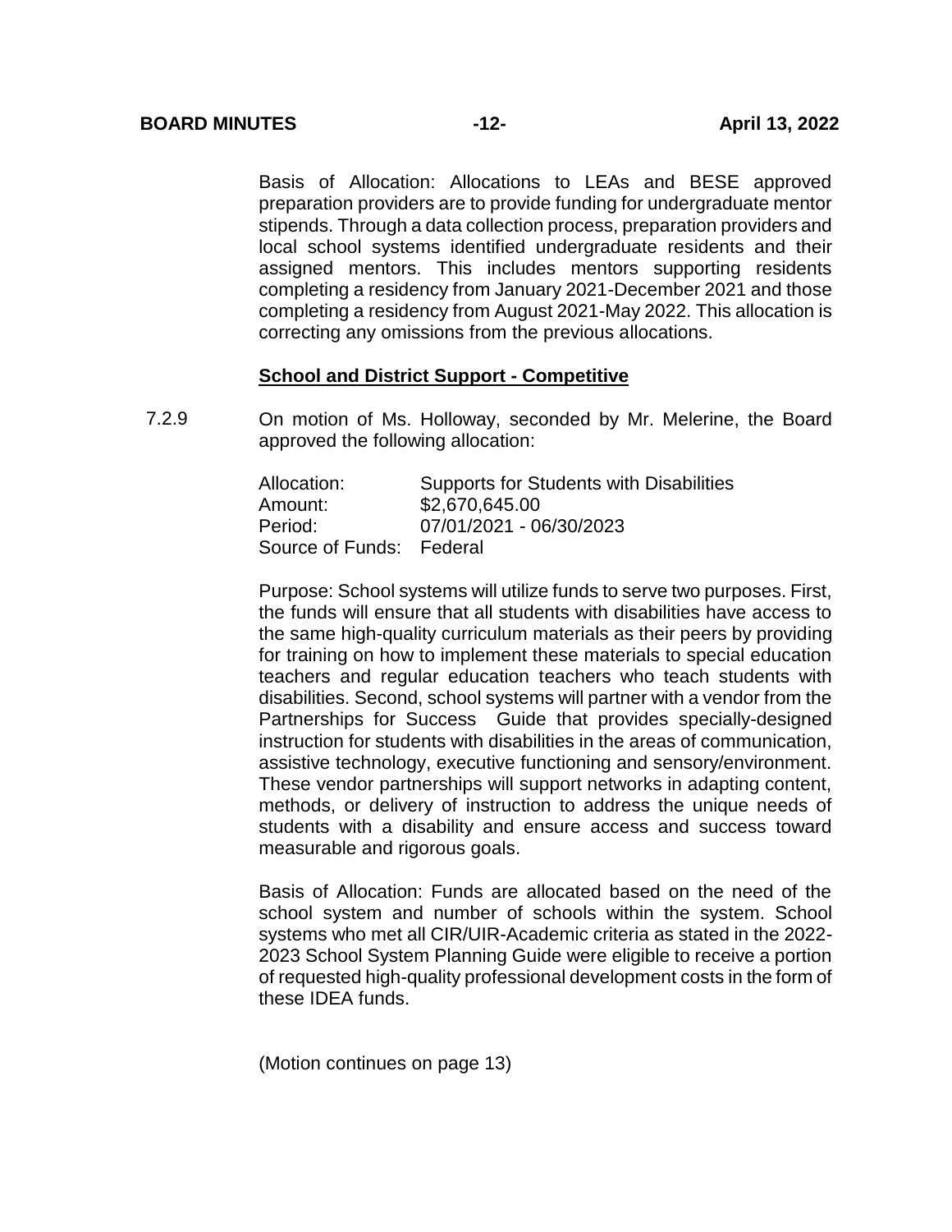Basis of Allocation: Allocations to LEAs and BESE approved preparation providers are to provide funding for undergraduate mentor stipends. Through a data collection process, preparation providers and local school systems identified undergraduate residents and their assigned mentors. This includes mentors supporting residents completing a residency from January 2021-December 2021 and those completing a residency from August 2021-May 2022. This allocation is correcting any omissions from the previous allocations.

**School and District Support - Competitive**

7.2.9 On motion of Ms. Holloway, seconded by Mr. Melerine, the Board approved the following allocation:

Allocation: Supports for Students with Disabilities
Amount: $2,670,645.00
Period: 07/01/2021 - 06/30/2023
Source of Funds: Federal

Purpose: School systems will utilize funds to serve two purposes. First, the funds will ensure that all students with disabilities have access to the same high-quality curriculum materials as their peers by providing for training on how to implement these materials to special education teachers and regular education teachers who teach students with disabilities. Second, school systems will partner with a vendor from the Partnerships for Success Guide that provides specially-designed instruction for students with disabilities in the areas of communication, assistive technology, executive functioning and sensory/environment. These vendor partnerships will support networks in adapting content, methods, or delivery of instruction to address the unique needs of students with a disability and ensure access and success toward measurable and rigorous goals.

Basis of Allocation: Funds are allocated based on the need of the school system and number of schools within the system. School systems who met all CIR/UIR-Academic criteria as stated in the 2022-2023 School System Planning Guide were eligible to receive a portion of requested high-quality professional development costs in the form of these IDEA funds.

(Motion continues on page 13)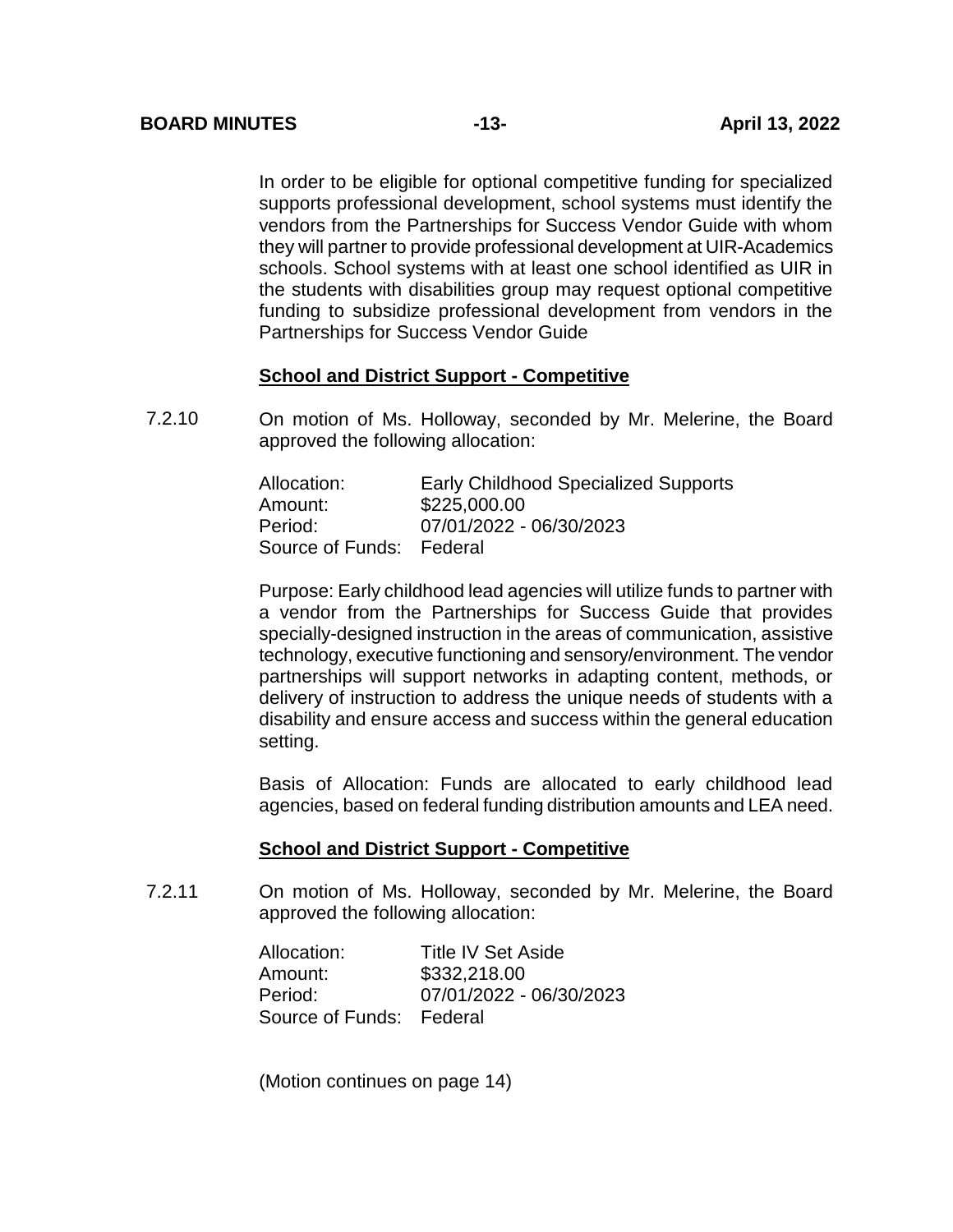In order to be eligible for optional competitive funding for specialized supports professional development, school systems must identify the vendors from the Partnerships for Success Vendor Guide with whom they will partner to provide professional development at UIR-Academics schools. School systems with at least one school identified as UIR in the students with disabilities group may request optional competitive funding to subsidize professional development from vendors in the Partnerships for Success Vendor Guide

**School and District Support - Competitive**

7.2.10 On motion of Ms. Holloway, seconded by Mr. Melerine, the Board approved the following allocation:

Allocation: Early Childhood Specialized Supports
Amount: $225,000.00
Period: 07/01/2022 - 06/30/2023
Source of Funds: Federal

Purpose: Early childhood lead agencies will utilize funds to partner with a vendor from the Partnerships for Success Guide that provides specially-designed instruction in the areas of communication, assistive technology, executive functioning and sensory/environment. The vendor partnerships will support networks in adapting content, methods, or delivery of instruction to address the unique needs of students with a disability and ensure access and success within the general education setting.

Basis of Allocation: Funds are allocated to early childhood lead agencies, based on federal funding distribution amounts and LEA need.

**School and District Support - Competitive**

7.2.11 On motion of Ms. Holloway, seconded by Mr. Melerine, the Board approved the following allocation:

Allocation: Title IV Set Aside
Amount: $332,218.00
Period: 07/01/2022 - 06/30/2023
Source of Funds: Federal

(Motion continues on page 14)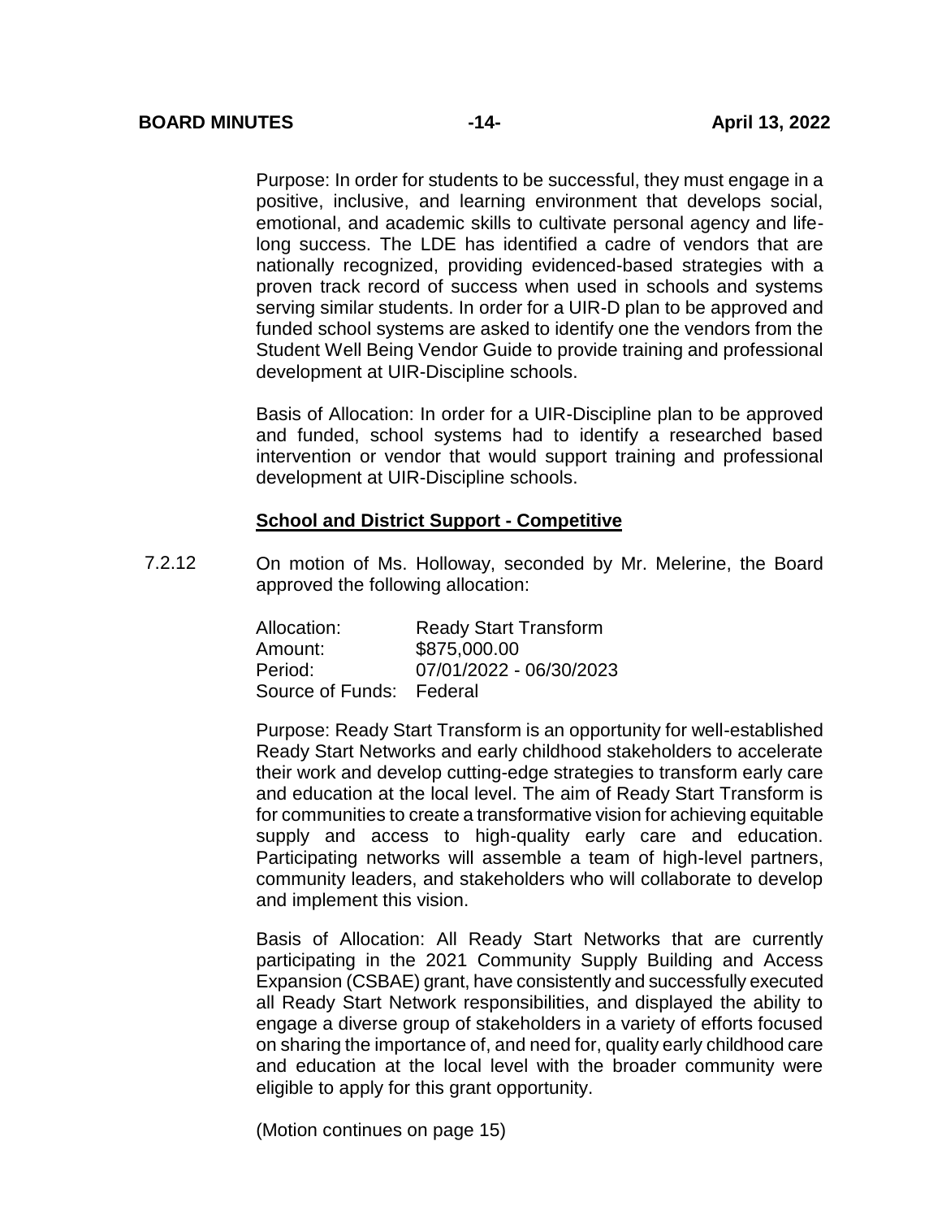Purpose: In order for students to be successful, they must engage in a positive, inclusive, and learning environment that develops social, emotional, and academic skills to cultivate personal agency and life-long success. The LDE has identified a cadre of vendors that are nationally recognized, providing evidenced-based strategies with a proven track record of success when used in schools and systems serving similar students. In order for a UIR-D plan to be approved and funded school systems are asked to identify one the vendors from the Student Well Being Vendor Guide to provide training and professional development at UIR-Discipline schools.

Basis of Allocation: In order for a UIR-Discipline plan to be approved and funded, school systems had to identify a researched based intervention or vendor that would support training and professional development at UIR-Discipline schools.

**School and District Support - Competitive**

7.2.12 On motion of Ms. Holloway, seconded by Mr. Melerine, the Board approved the following allocation:

Allocation: Ready Start Transform
Amount: $875,000.00
Period: 07/01/2022 - 06/30/2023
Source of Funds: Federal

Purpose: Ready Start Transform is an opportunity for well-established Ready Start Networks and early childhood stakeholders to accelerate their work and develop cutting-edge strategies to transform early care and education at the local level. The aim of Ready Start Transform is for communities to create a transformative vision for achieving equitable supply and access to high-quality early care and education. Participating networks will assemble a team of high-level partners, community leaders, and stakeholders who will collaborate to develop and implement this vision.

Basis of Allocation: All Ready Start Networks that are currently participating in the 2021 Community Supply Building and Access Expansion (CSBAE) grant, have consistently and successfully executed all Ready Start Network responsibilities, and displayed the ability to engage a diverse group of stakeholders in a variety of efforts focused on sharing the importance of, and need for, quality early childhood care and education at the local level with the broader community were eligible to apply for this grant opportunity.

(Motion continues on page 15)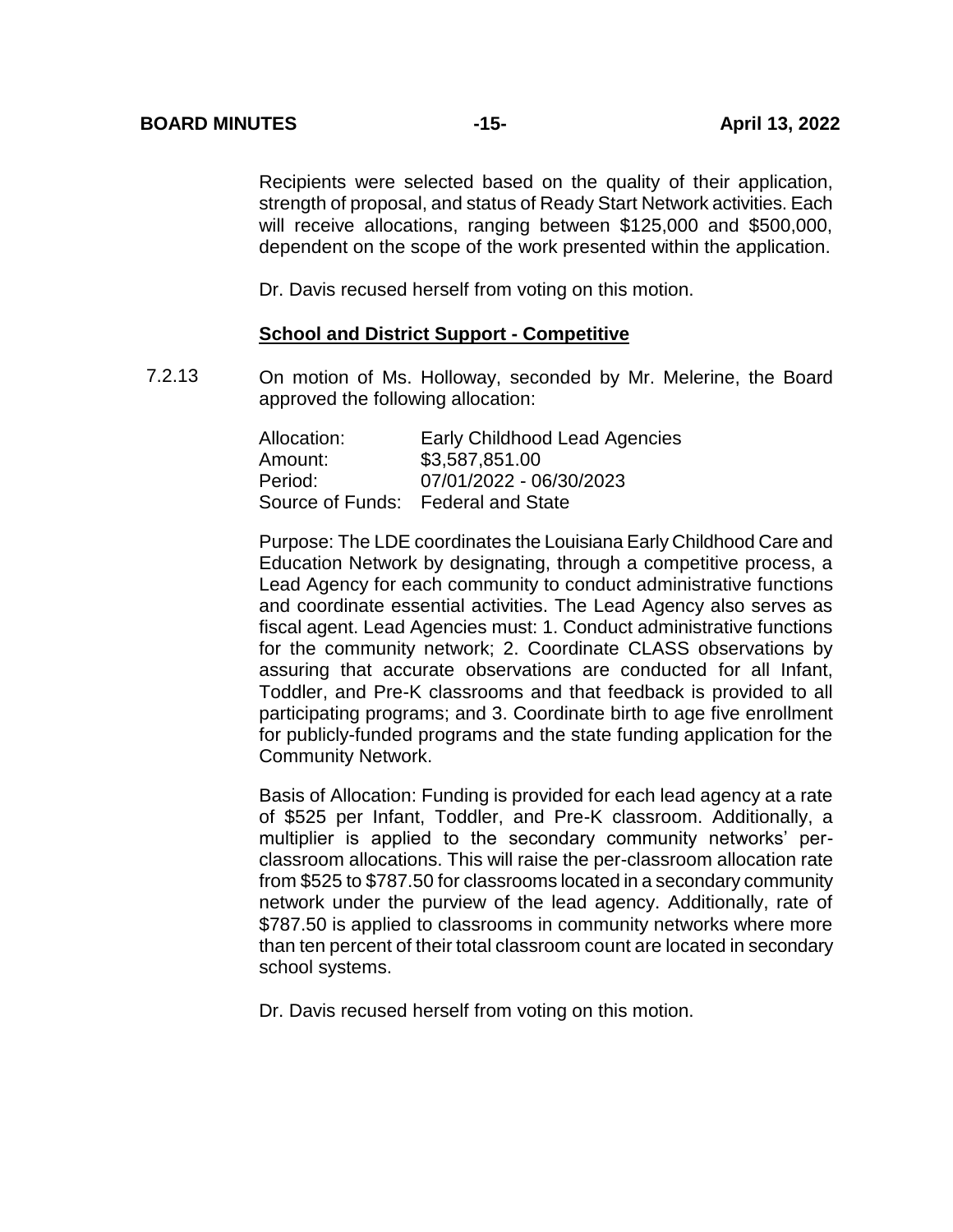Recipients were selected based on the quality of their application, strength of proposal, and status of Ready Start Network activities. Each will receive allocations, ranging between $125,000 and $500,000, dependent on the scope of the work presented within the application.

Dr. Davis recused herself from voting on this motion.

**School and District Support - Competitive**

7.2.13 On motion of Ms. Holloway, seconded by Mr. Melerine, the Board approved the following allocation:

| | |
|---|---|
| Allocation: | Early Childhood Lead Agencies |
| Amount: | $3,587,851.00 |
| Period: | 07/01/2022 - 06/30/2023 |
| Source of Funds: | Federal and State |

Purpose: The LDE coordinates the Louisiana Early Childhood Care and Education Network by designating, through a competitive process, a Lead Agency for each community to conduct administrative functions and coordinate essential activities. The Lead Agency also serves as fiscal agent. Lead Agencies must: 1. Conduct administrative functions for the community network; 2. Coordinate CLASS observations by assuring that accurate observations are conducted for all Infant, Toddler, and Pre-K classrooms and that feedback is provided to all participating programs; and 3. Coordinate birth to age five enrollment for publicly-funded programs and the state funding application for the Community Network.

Basis of Allocation: Funding is provided for each lead agency at a rate of $525 per Infant, Toddler, and Pre-K classroom. Additionally, a multiplier is applied to the secondary community networks' per-classroom allocations. This will raise the per-classroom allocation rate from $525 to $787.50 for classrooms located in a secondary community network under the purview of the lead agency. Additionally, rate of $787.50 is applied to classrooms in community networks where more than ten percent of their total classroom count are located in secondary school systems.

Dr. Davis recused herself from voting on this motion.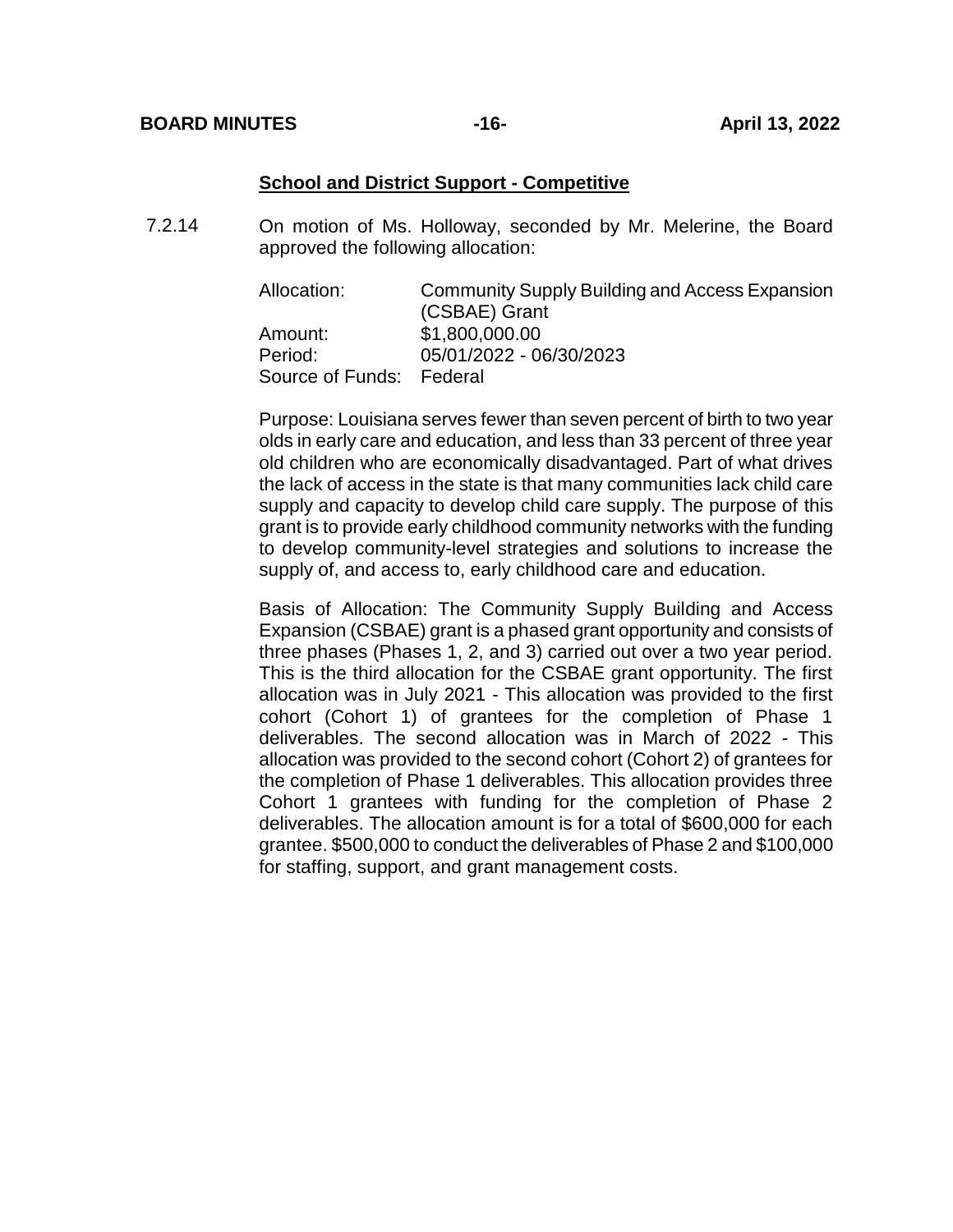**School and District Support - Competitive**

7.2.14 On motion of Ms. Holloway, seconded by Mr. Melerine, the Board approved the following allocation:

| | |
|---|---|
| Allocation: | Community Supply Building and Access Expansion (CSBAE) Grant |
| Amount: | $1,800,000.00 |
| Period: | 05/01/2022 - 06/30/2023 |
| Source of Funds: | Federal |

Purpose: Louisiana serves fewer than seven percent of birth to two year olds in early care and education, and less than 33 percent of three year old children who are economically disadvantaged. Part of what drives the lack of access in the state is that many communities lack child care supply and capacity to develop child care supply. The purpose of this grant is to provide early childhood community networks with the funding to develop community-level strategies and solutions to increase the supply of, and access to, early childhood care and education.

Basis of Allocation: The Community Supply Building and Access Expansion (CSBAE) grant is a phased grant opportunity and consists of three phases (Phases 1, 2, and 3) carried out over a two year period. This is the third allocation for the CSBAE grant opportunity. The first allocation was in July 2021 - This allocation was provided to the first cohort (Cohort 1) of grantees for the completion of Phase 1 deliverables. The second allocation was in March of 2022 - This allocation was provided to the second cohort (Cohort 2) of grantees for the completion of Phase 1 deliverables. This allocation provides three Cohort 1 grantees with funding for the completion of Phase 2 deliverables. The allocation amount is for a total of $600,000 for each grantee. $500,000 to conduct the deliverables of Phase 2 and $100,000 for staffing, support, and grant management costs.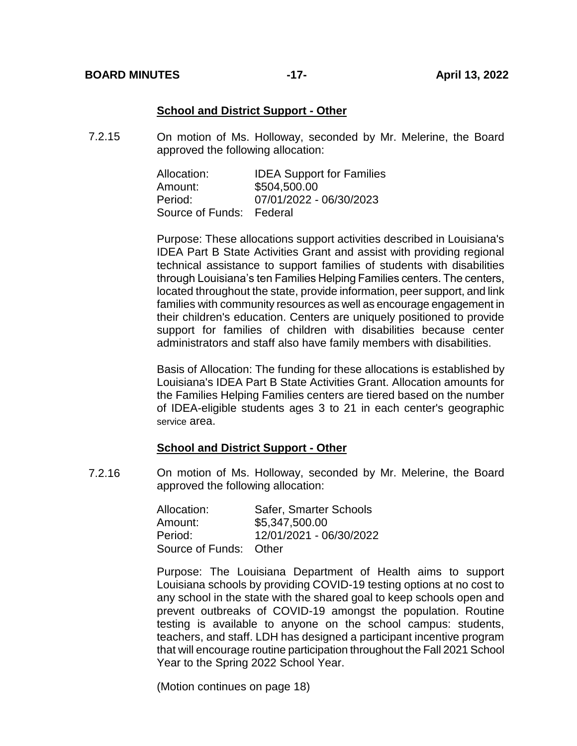**School and District Support - Other**

7.2.15 On motion of Ms. Holloway, seconded by Mr. Melerine, the Board approved the following allocation:

| | |
|---|---|
| Allocation: | IDEA Support for Families |
| Amount: | $504,500.00 |
| Period: | 07/01/2022 - 06/30/2023 |
| Source of Funds: | Federal |

Purpose: These allocations support activities described in Louisiana's IDEA Part B State Activities Grant and assist with providing regional technical assistance to support families of students with disabilities through Louisiana's ten Families Helping Families centers. The centers, located throughout the state, provide information, peer support, and link families with community resources as well as encourage engagement in their children's education. Centers are uniquely positioned to provide support for families of children with disabilities because center administrators and staff also have family members with disabilities.

Basis of Allocation: The funding for these allocations is established by Louisiana's IDEA Part B State Activities Grant. Allocation amounts for the Families Helping Families centers are tiered based on the number of IDEA-eligible students ages 3 to 21 in each center's geographic service area.

**School and District Support - Other**

7.2.16 On motion of Ms. Holloway, seconded by Mr. Melerine, the Board approved the following allocation:

| | |
|---|---|
| Allocation: | Safer, Smarter Schools |
| Amount: | $5,347,500.00 |
| Period: | 12/01/2021 - 06/30/2022 |
| Source of Funds: | Other |

Purpose: The Louisiana Department of Health aims to support Louisiana schools by providing COVID-19 testing options at no cost to any school in the state with the shared goal to keep schools open and prevent outbreaks of COVID-19 amongst the population. Routine testing is available to anyone on the school campus: students, teachers, and staff. LDH has designed a participant incentive program that will encourage routine participation throughout the Fall 2021 School Year to the Spring 2022 School Year.

(Motion continues on page 18)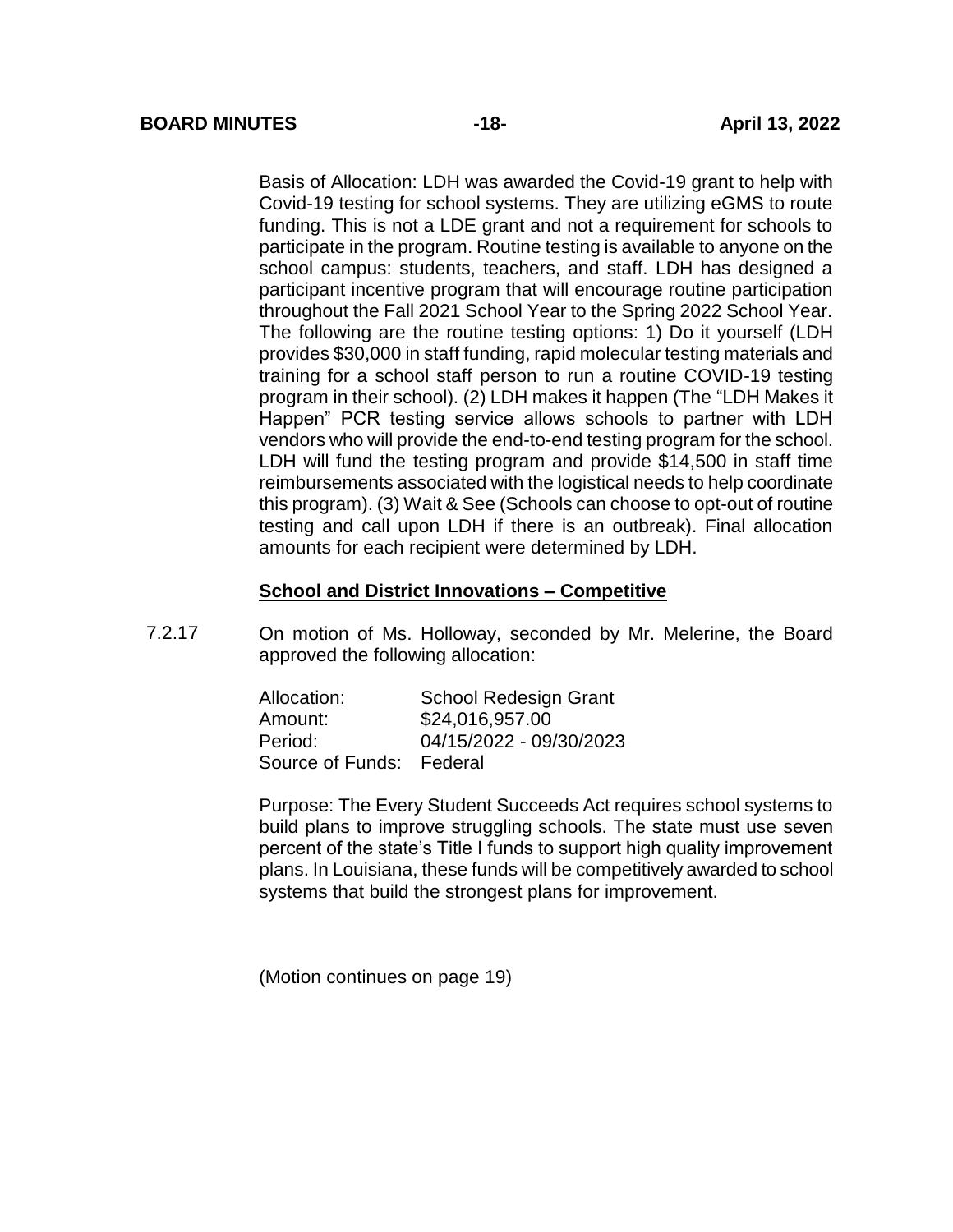Basis of Allocation: LDH was awarded the Covid-19 grant to help with Covid-19 testing for school systems. They are utilizing eGMS to route funding. This is not a LDE grant and not a requirement for schools to participate in the program. Routine testing is available to anyone on the school campus: students, teachers, and staff. LDH has designed a participant incentive program that will encourage routine participation throughout the Fall 2021 School Year to the Spring 2022 School Year. The following are the routine testing options: 1) Do it yourself (LDH provides $30,000 in staff funding, rapid molecular testing materials and training for a school staff person to run a routine COVID-19 testing program in their school). (2) LDH makes it happen (The "LDH Makes it Happen" PCR testing service allows schools to partner with LDH vendors who will provide the end-to-end testing program for the school. LDH will fund the testing program and provide $14,500 in staff time reimbursements associated with the logistical needs to help coordinate this program). (3) Wait & See (Schools can choose to opt-out of routine testing and call upon LDH if there is an outbreak). Final allocation amounts for each recipient were determined by LDH.

**School and District Innovations – Competitive**

7.2.17 On motion of Ms. Holloway, seconded by Mr. Melerine, the Board approved the following allocation:

| | |
|---|---|
| Allocation: | School Redesign Grant |
| Amount: | $24,016,957.00 |
| Period: | 04/15/2022 - 09/30/2023 |
| Source of Funds: | Federal |

Purpose: The Every Student Succeeds Act requires school systems to build plans to improve struggling schools. The state must use seven percent of the state's Title I funds to support high quality improvement plans. In Louisiana, these funds will be competitively awarded to school systems that build the strongest plans for improvement.

(Motion continues on page 19)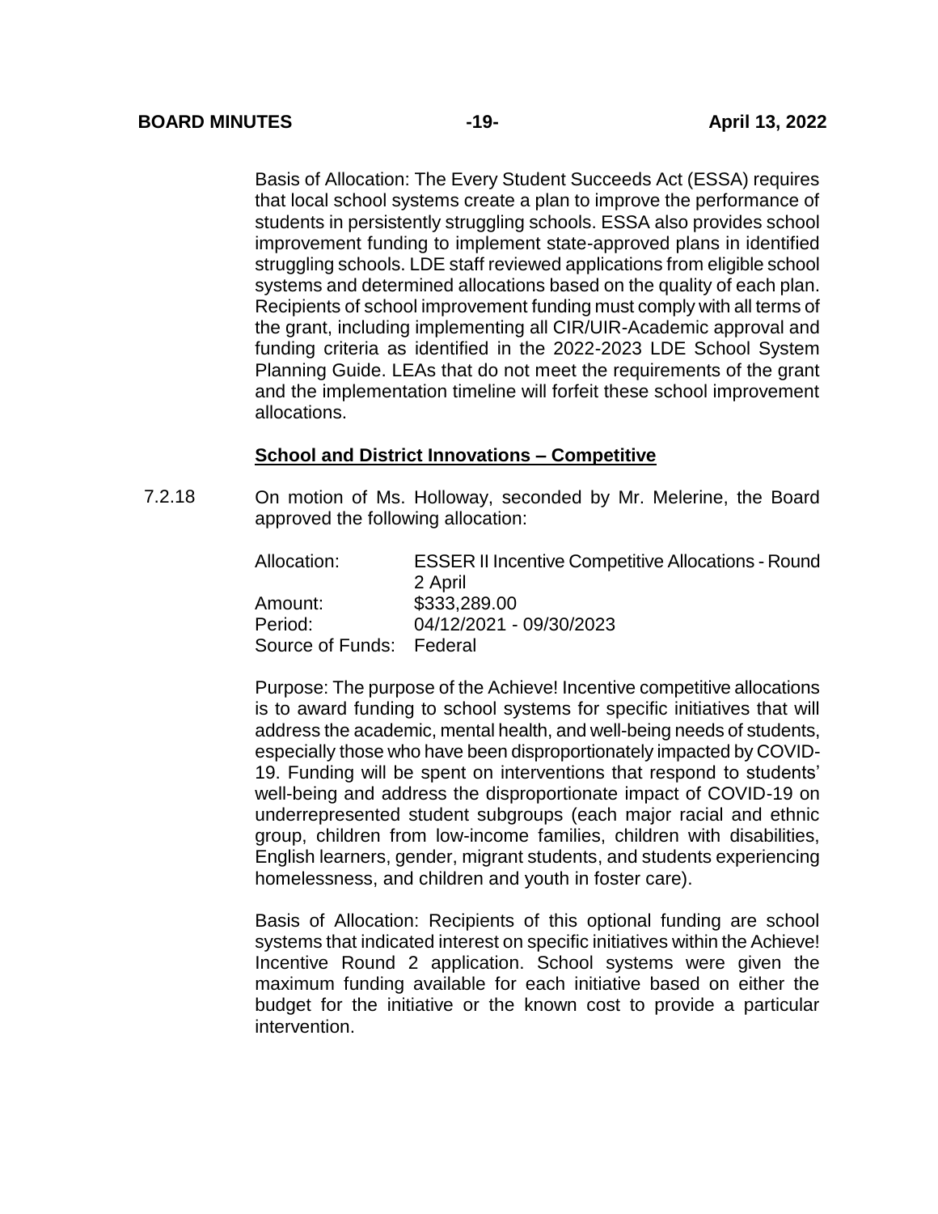Basis of Allocation: The Every Student Succeeds Act (ESSA) requires that local school systems create a plan to improve the performance of students in persistently struggling schools. ESSA also provides school improvement funding to implement state-approved plans in identified struggling schools. LDE staff reviewed applications from eligible school systems and determined allocations based on the quality of each plan. Recipients of school improvement funding must comply with all terms of the grant, including implementing all CIR/UIR-Academic approval and funding criteria as identified in the 2022-2023 LDE School System Planning Guide. LEAs that do not meet the requirements of the grant and the implementation timeline will forfeit these school improvement allocations.

**School and District Innovations – Competitive**

7.2.18 On motion of Ms. Holloway, seconded by Mr. Melerine, the Board approved the following allocation:

Allocation: ESSER II Incentive Competitive Allocations - Round 2 April
Amount: $333,289.00
Period: 04/12/2021 - 09/30/2023
Source of Funds: Federal

Purpose: The purpose of the Achieve! Incentive competitive allocations is to award funding to school systems for specific initiatives that will address the academic, mental health, and well-being needs of students, especially those who have been disproportionately impacted by COVID-19. Funding will be spent on interventions that respond to students' well-being and address the disproportionate impact of COVID-19 on underrepresented student subgroups (each major racial and ethnic group, children from low-income families, children with disabilities, English learners, gender, migrant students, and students experiencing homelessness, and children and youth in foster care).

Basis of Allocation: Recipients of this optional funding are school systems that indicated interest on specific initiatives within the Achieve! Incentive Round 2 application. School systems were given the maximum funding available for each initiative based on either the budget for the initiative or the known cost to provide a particular intervention.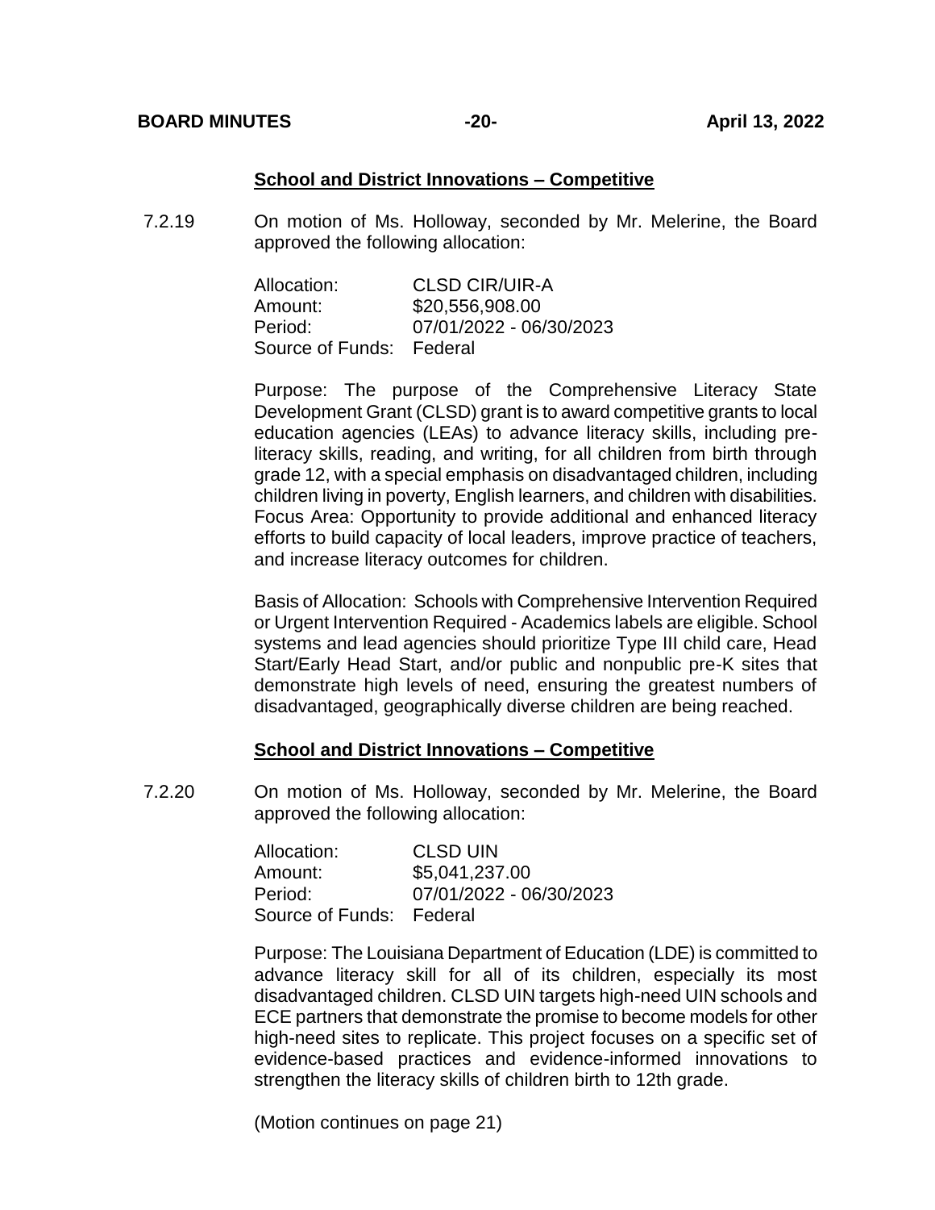### School and District Innovations – Competitive

7.2.19 On motion of Ms. Holloway, seconded by Mr. Melerine, the Board approved the following allocation:

Allocation: CLSD CIR/UIR-A
Amount: $20,556,908.00
Period: 07/01/2022 - 06/30/2023
Source of Funds: Federal

Purpose: The purpose of the Comprehensive Literacy State Development Grant (CLSD) grant is to award competitive grants to local education agencies (LEAs) to advance literacy skills, including pre-literacy skills, reading, and writing, for all children from birth through grade 12, with a special emphasis on disadvantaged children, including children living in poverty, English learners, and children with disabilities. Focus Area: Opportunity to provide additional and enhanced literacy efforts to build capacity of local leaders, improve practice of teachers, and increase literacy outcomes for children.

Basis of Allocation: Schools with Comprehensive Intervention Required or Urgent Intervention Required - Academics labels are eligible. School systems and lead agencies should prioritize Type III child care, Head Start/Early Head Start, and/or public and nonpublic pre-K sites that demonstrate high levels of need, ensuring the greatest numbers of disadvantaged, geographically diverse children are being reached.

### School and District Innovations – Competitive

7.2.20 On motion of Ms. Holloway, seconded by Mr. Melerine, the Board approved the following allocation:

Allocation: CLSD UIN
Amount: $5,041,237.00
Period: 07/01/2022 - 06/30/2023
Source of Funds: Federal

Purpose: The Louisiana Department of Education (LDE) is committed to advance literacy skill for all of its children, especially its most disadvantaged children. CLSD UIN targets high-need UIN schools and ECE partners that demonstrate the promise to become models for other high-need sites to replicate. This project focuses on a specific set of evidence-based practices and evidence-informed innovations to strengthen the literacy skills of children birth to 12th grade.

(Motion continues on page 21)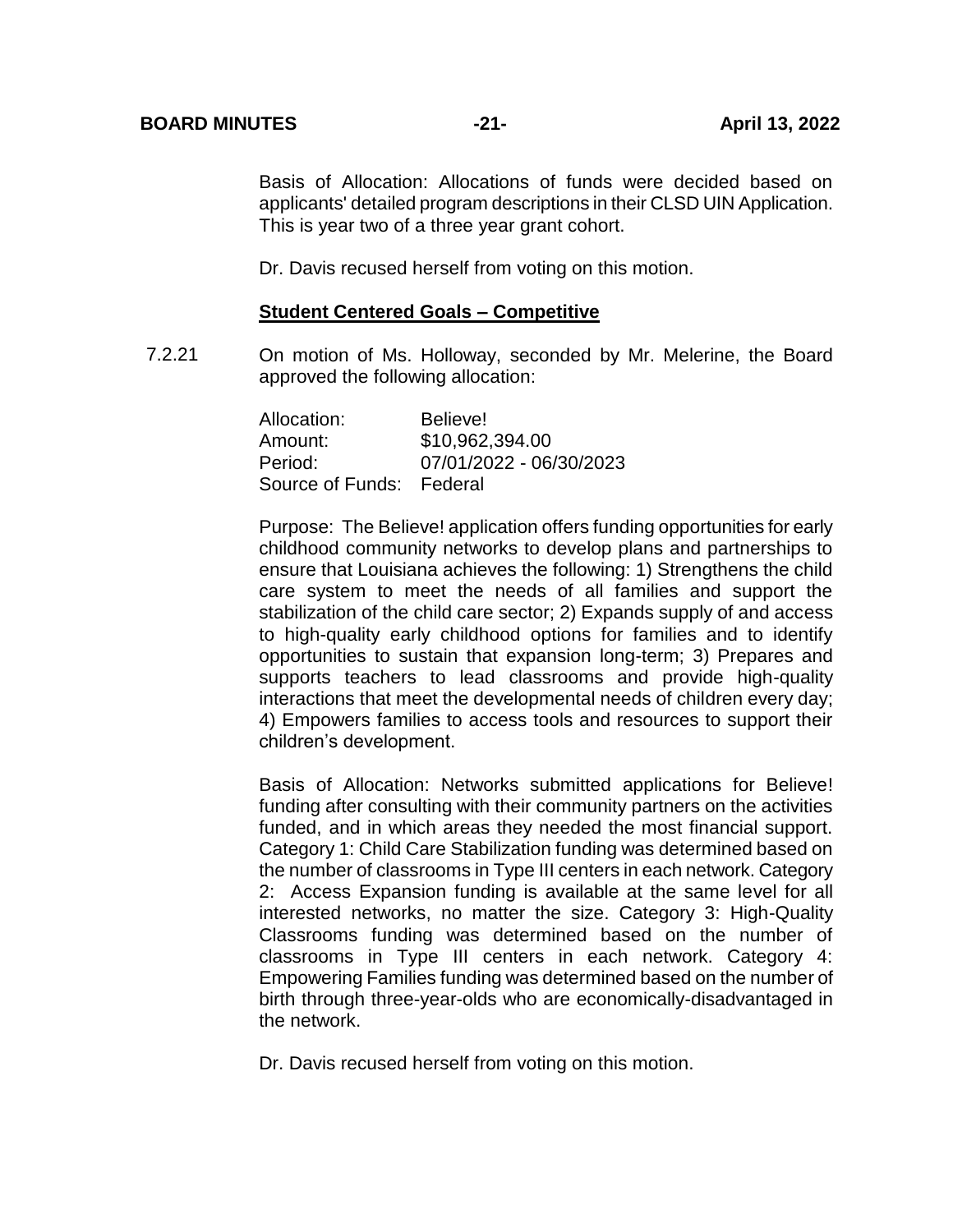Basis of Allocation: Allocations of funds were decided based on applicants' detailed program descriptions in their CLSD UIN Application. This is year two of a three year grant cohort.

Dr. Davis recused herself from voting on this motion.

**Student Centered Goals – Competitive**

7.2.21 On motion of Ms. Holloway, seconded by Mr. Melerine, the Board approved the following allocation:

Allocation: Believe!
Amount: $10,962,394.00
Period: 07/01/2022 - 06/30/2023
Source of Funds: Federal

Purpose: The Believe! application offers funding opportunities for early childhood community networks to develop plans and partnerships to ensure that Louisiana achieves the following: 1) Strengthens the child care system to meet the needs of all families and support the stabilization of the child care sector; 2) Expands supply of and access to high-quality early childhood options for families and to identify opportunities to sustain that expansion long-term; 3) Prepares and supports teachers to lead classrooms and provide high-quality interactions that meet the developmental needs of children every day; 4) Empowers families to access tools and resources to support their children's development.

Basis of Allocation: Networks submitted applications for Believe! funding after consulting with their community partners on the activities funded, and in which areas they needed the most financial support. Category 1: Child Care Stabilization funding was determined based on the number of classrooms in Type III centers in each network. Category 2: Access Expansion funding is available at the same level for all interested networks, no matter the size. Category 3: High-Quality Classrooms funding was determined based on the number of classrooms in Type III centers in each network. Category 4: Empowering Families funding was determined based on the number of birth through three-year-olds who are economically-disadvantaged in the network.

Dr. Davis recused herself from voting on this motion.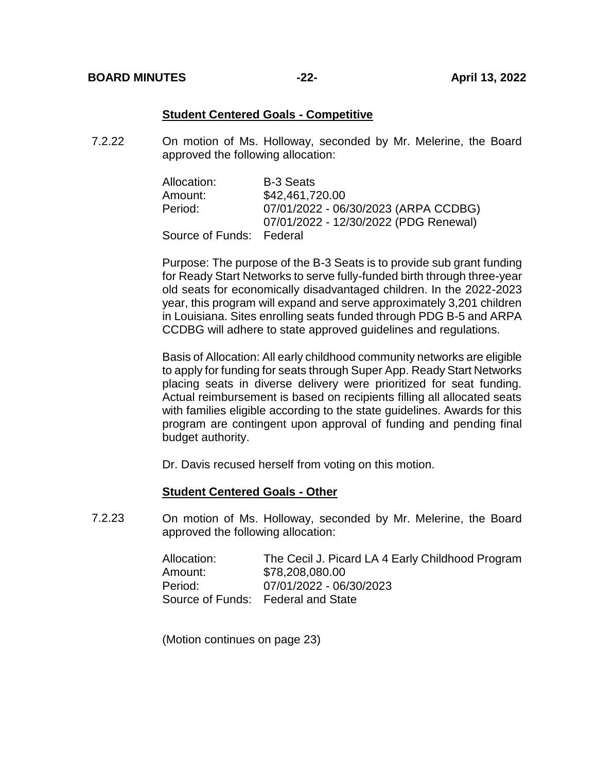**Student Centered Goals - Competitive**

7.2.22 On motion of Ms. Holloway, seconded by Mr. Melerine, the Board approved the following allocation:

| | |
|---|---|
| Allocation: | B-3 Seats |
| Amount: | $42,461,720.00 |
| Period: | 07/01/2022 - 06/30/2023 (ARPA CCDBG) 07/01/2022 - 12/30/2022 (PDG Renewal) |
| Source of Funds: | Federal |

Purpose: The purpose of the B-3 Seats is to provide sub grant funding for Ready Start Networks to serve fully-funded birth through three-year old seats for economically disadvantaged children. In the 2022-2023 year, this program will expand and serve approximately 3,201 children in Louisiana. Sites enrolling seats funded through PDG B-5 and ARPA CCDBG will adhere to state approved guidelines and regulations.

Basis of Allocation: All early childhood community networks are eligible to apply for funding for seats through Super App. Ready Start Networks placing seats in diverse delivery were prioritized for seat funding. Actual reimbursement is based on recipients filling all allocated seats with families eligible according to the state guidelines. Awards for this program are contingent upon approval of funding and pending final budget authority.

Dr. Davis recused herself from voting on this motion.

**Student Centered Goals - Other**

7.2.23 On motion of Ms. Holloway, seconded by Mr. Melerine, the Board approved the following allocation:

| | |
|---|---|
| Allocation: | The Cecil J. Picard LA 4 Early Childhood Program |
| Amount: | $78,208,080.00 |
| Period: | 07/01/2022 - 06/30/2023 |
| Source of Funds: | Federal and State |

(Motion continues on page 23)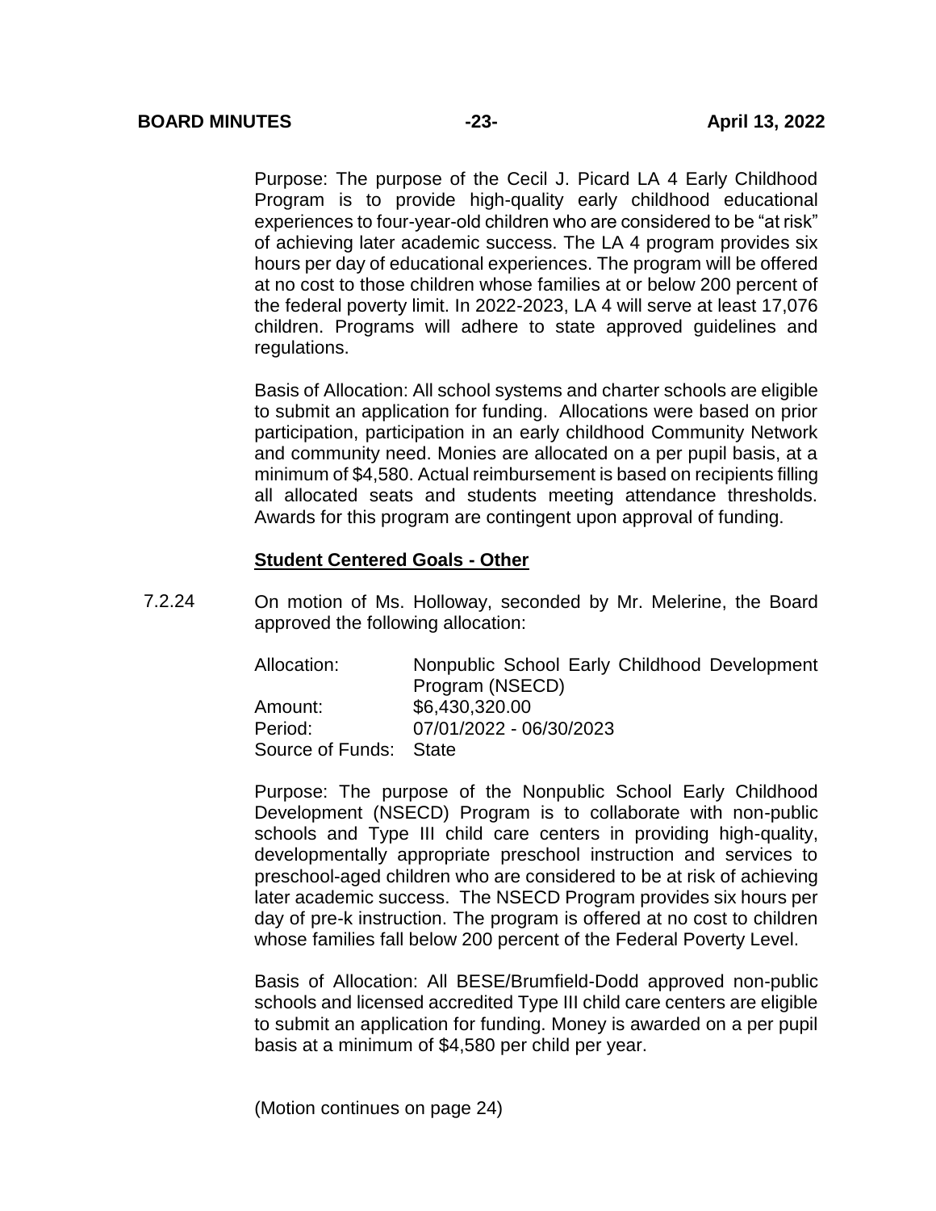Purpose: The purpose of the Cecil J. Picard LA 4 Early Childhood Program is to provide high-quality early childhood educational experiences to four-year-old children who are considered to be "at risk" of achieving later academic success. The LA 4 program provides six hours per day of educational experiences. The program will be offered at no cost to those children whose families at or below 200 percent of the federal poverty limit. In 2022-2023, LA 4 will serve at least 17,076 children. Programs will adhere to state approved guidelines and regulations.

Basis of Allocation: All school systems and charter schools are eligible to submit an application for funding. Allocations were based on prior participation, participation in an early childhood Community Network and community need. Monies are allocated on a per pupil basis, at a minimum of $4,580. Actual reimbursement is based on recipients filling all allocated seats and students meeting attendance thresholds. Awards for this program are contingent upon approval of funding.

**Student Centered Goals - Other**

7.2.24 On motion of Ms. Holloway, seconded by Mr. Melerine, the Board approved the following allocation:

| | |
|---|---|
| Allocation: | Nonpublic School Early Childhood Development Program (NSECD) |
| Amount: | $6,430,320.00 |
| Period: | 07/01/2022 - 06/30/2023 |
| Source of Funds: | State |

Purpose: The purpose of the Nonpublic School Early Childhood Development (NSECD) Program is to collaborate with non-public schools and Type III child care centers in providing high-quality, developmentally appropriate preschool instruction and services to preschool-aged children who are considered to be at risk of achieving later academic success. The NSECD Program provides six hours per day of pre-k instruction. The program is offered at no cost to children whose families fall below 200 percent of the Federal Poverty Level.

Basis of Allocation: All BESE/Brumfield-Dodd approved non-public schools and licensed accredited Type III child care centers are eligible to submit an application for funding. Money is awarded on a per pupil basis at a minimum of $4,580 per child per year.

(Motion continues on page 24)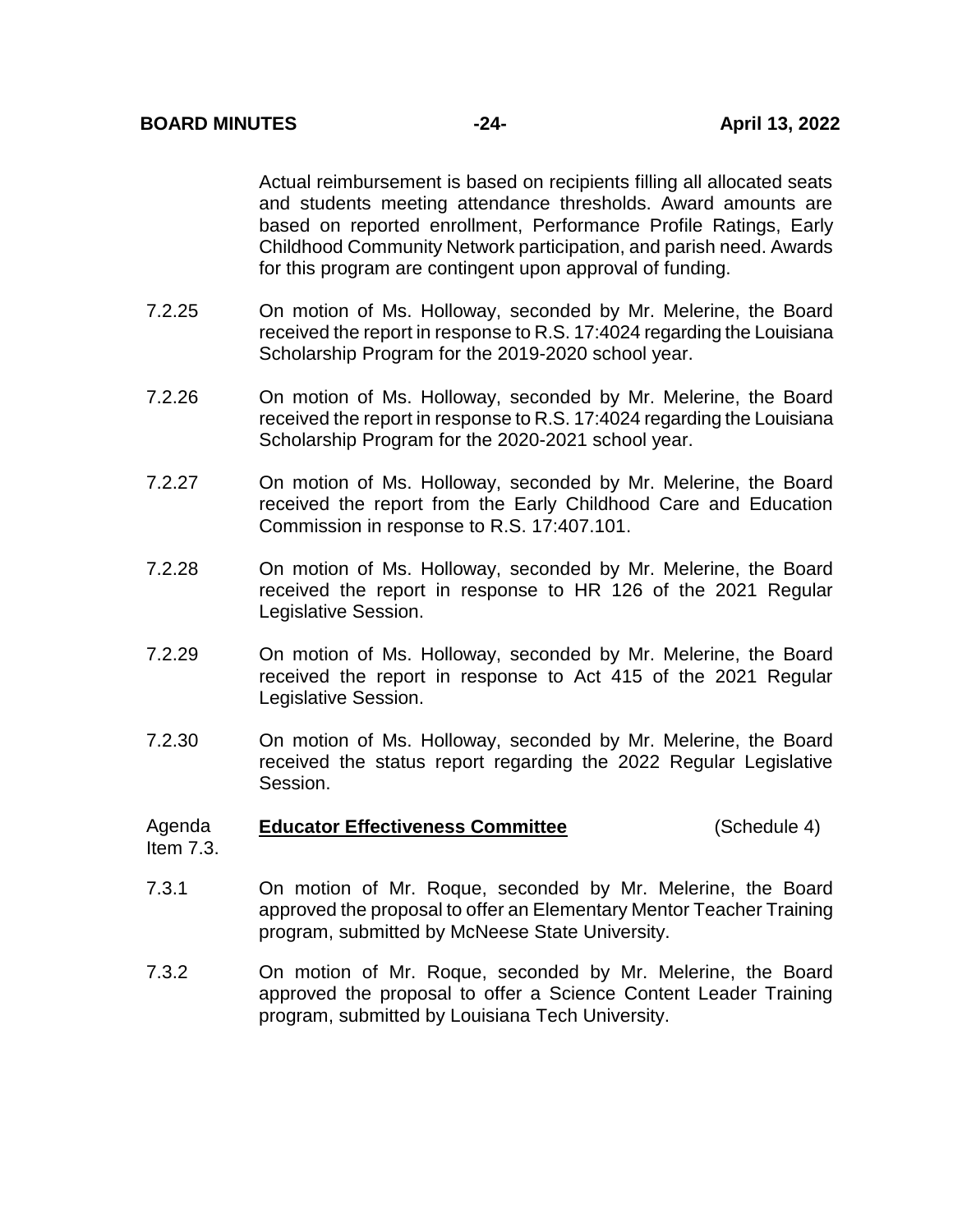Actual reimbursement is based on recipients filling all allocated seats and students meeting attendance thresholds. Award amounts are based on reported enrollment, Performance Profile Ratings, Early Childhood Community Network participation, and parish need. Awards for this program are contingent upon approval of funding.

7.2.25 On motion of Ms. Holloway, seconded by Mr. Melerine, the Board received the report in response to R.S. 17:4024 regarding the Louisiana Scholarship Program for the 2019-2020 school year.

7.2.26 On motion of Ms. Holloway, seconded by Mr. Melerine, the Board received the report in response to R.S. 17:4024 regarding the Louisiana Scholarship Program for the 2020-2021 school year.

7.2.27 On motion of Ms. Holloway, seconded by Mr. Melerine, the Board received the report from the Early Childhood Care and Education Commission in response to R.S. 17:407.101.

7.2.28 On motion of Ms. Holloway, seconded by Mr. Melerine, the Board received the report in response to HR 126 of the 2021 Regular Legislative Session.

7.2.29 On motion of Ms. Holloway, seconded by Mr. Melerine, the Board received the report in response to Act 415 of the 2021 Regular Legislative Session.

7.2.30 On motion of Ms. Holloway, seconded by Mr. Melerine, the Board received the status report regarding the 2022 Regular Legislative Session.

Agenda Item 7.3. **<u>Educator Effectiveness Committee</u>** (Schedule 4)

7.3.1 On motion of Mr. Roque, seconded by Mr. Melerine, the Board approved the proposal to offer an Elementary Mentor Teacher Training program, submitted by McNeese State University.

7.3.2 On motion of Mr. Roque, seconded by Mr. Melerine, the Board approved the proposal to offer a Science Content Leader Training program, submitted by Louisiana Tech University.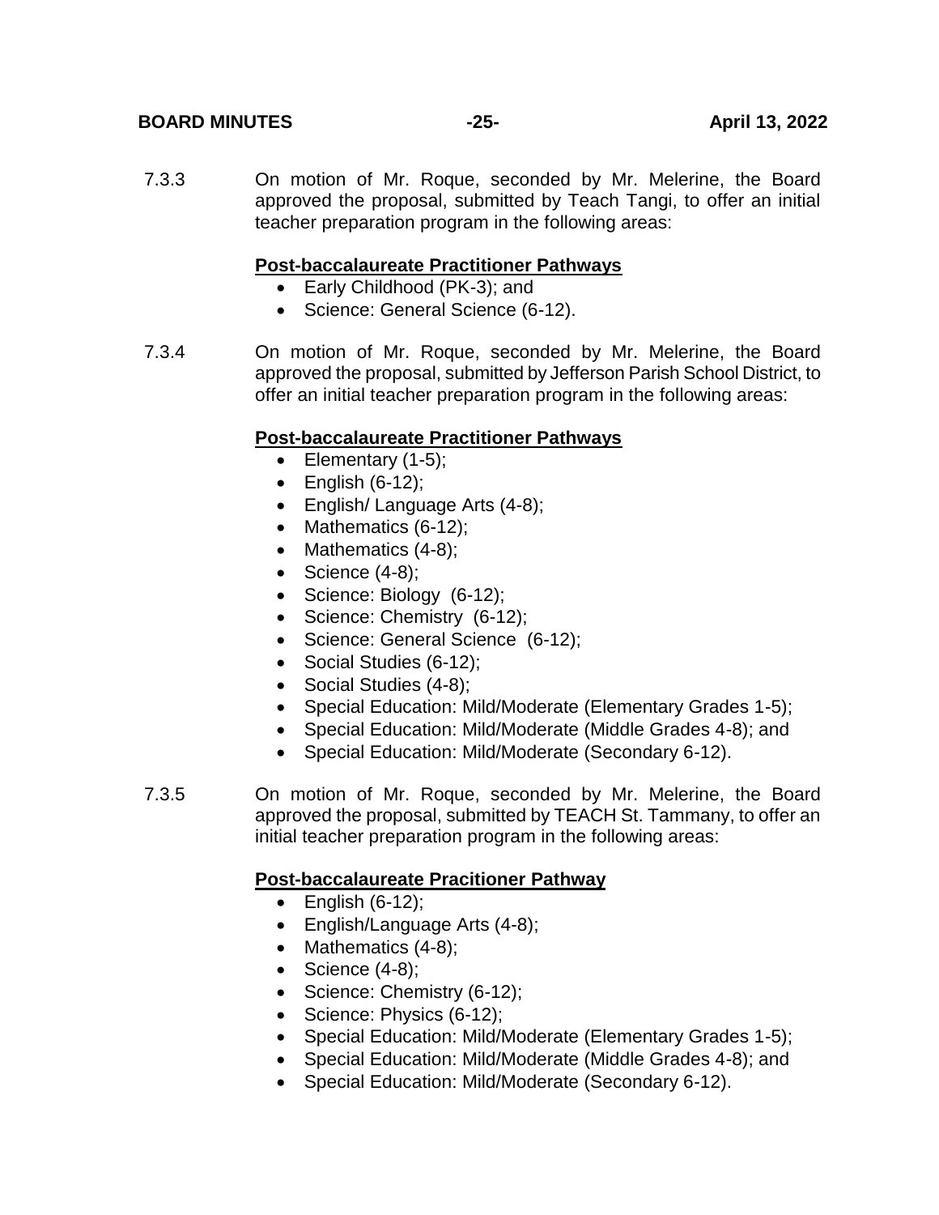7.3.3 On motion of Mr. Roque, seconded by Mr. Melerine, the Board approved the proposal, submitted by Teach Tangi, to offer an initial teacher preparation program in the following areas:

**Post-baccalaureate Practitioner Pathways**

- Early Childhood (PK-3); and
- Science: General Science (6-12).

7.3.4 On motion of Mr. Roque, seconded by Mr. Melerine, the Board approved the proposal, submitted by Jefferson Parish School District, to offer an initial teacher preparation program in the following areas:

**Post-baccalaureate Practitioner Pathways**

- Elementary (1-5);
- English (6-12);
- English/ Language Arts (4-8);
- Mathematics (6-12);
- Mathematics (4-8);
- Science (4-8);
- Science: Biology (6-12);
- Science: Chemistry (6-12);
- Science: General Science (6-12);
- Social Studies (6-12);
- Social Studies (4-8);
- Special Education: Mild/Moderate (Elementary Grades 1-5);
- Special Education: Mild/Moderate (Middle Grades 4-8); and
- Special Education: Mild/Moderate (Secondary 6-12).

7.3.5 On motion of Mr. Roque, seconded by Mr. Melerine, the Board approved the proposal, submitted by TEACH St. Tammany, to offer an initial teacher preparation program in the following areas:

**Post-baccalaureate Pracitioner Pathway**

- English (6-12);
- English/Language Arts (4-8);
- Mathematics (4-8);
- Science (4-8);
- Science: Chemistry (6-12);
- Science: Physics (6-12);
- Special Education: Mild/Moderate (Elementary Grades 1-5);
- Special Education: Mild/Moderate (Middle Grades 4-8); and
- Special Education: Mild/Moderate (Secondary 6-12).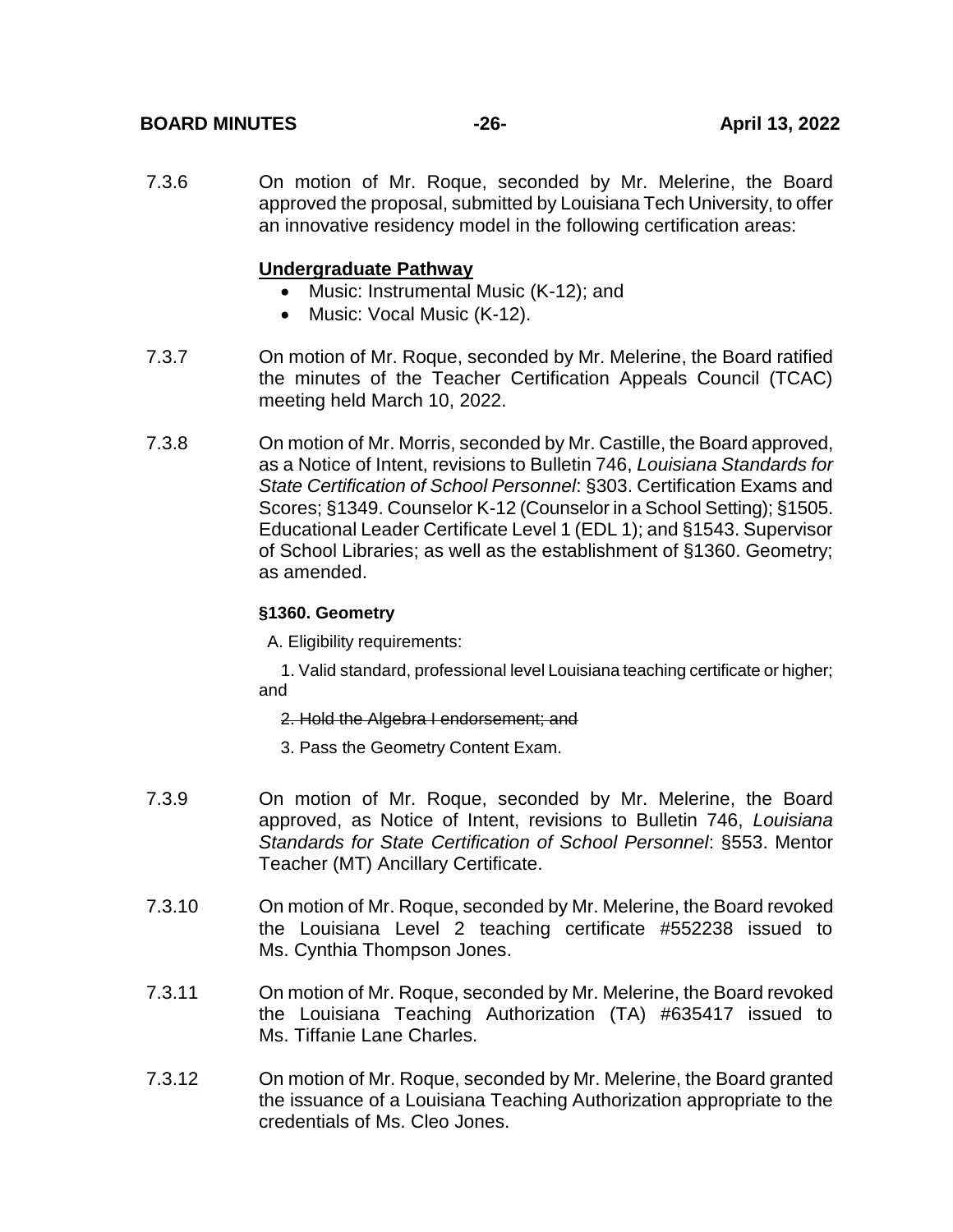7.3.6 On motion of Mr. Roque, seconded by Mr. Melerine, the Board approved the proposal, submitted by Louisiana Tech University, to offer an innovative residency model in the following certification areas:

**Undergraduate Pathway**

- Music: Instrumental Music (K-12); and
- Music: Vocal Music (K-12).

7.3.7 On motion of Mr. Roque, seconded by Mr. Melerine, the Board ratified the minutes of the Teacher Certification Appeals Council (TCAC) meeting held March 10, 2022.

7.3.8 On motion of Mr. Morris, seconded by Mr. Castille, the Board approved, as a Notice of Intent, revisions to Bulletin 746, *Louisiana Standards for State Certification of School Personnel*: §303. Certification Exams and Scores; §1349. Counselor K-12 (Counselor in a School Setting); §1505. Educational Leader Certificate Level 1 (EDL 1); and §1543. Supervisor of School Libraries; as well as the establishment of §1360. Geometry; as amended.

**§1360. Geometry**

A. Eligibility requirements:

1. Valid standard, professional level Louisiana teaching certificate or higher; and

~~2. Hold the Algebra I endorsement; and~~

3. Pass the Geometry Content Exam.

7.3.9 On motion of Mr. Roque, seconded by Mr. Melerine, the Board approved, as Notice of Intent, revisions to Bulletin 746, *Louisiana Standards for State Certification of School Personnel*: §553. Mentor Teacher (MT) Ancillary Certificate.

7.3.10 On motion of Mr. Roque, seconded by Mr. Melerine, the Board revoked the Louisiana Level 2 teaching certificate #552238 issued to Ms. Cynthia Thompson Jones.

7.3.11 On motion of Mr. Roque, seconded by Mr. Melerine, the Board revoked the Louisiana Teaching Authorization (TA) #635417 issued to Ms. Tiffanie Lane Charles.

7.3.12 On motion of Mr. Roque, seconded by Mr. Melerine, the Board granted the issuance of a Louisiana Teaching Authorization appropriate to the credentials of Ms. Cleo Jones.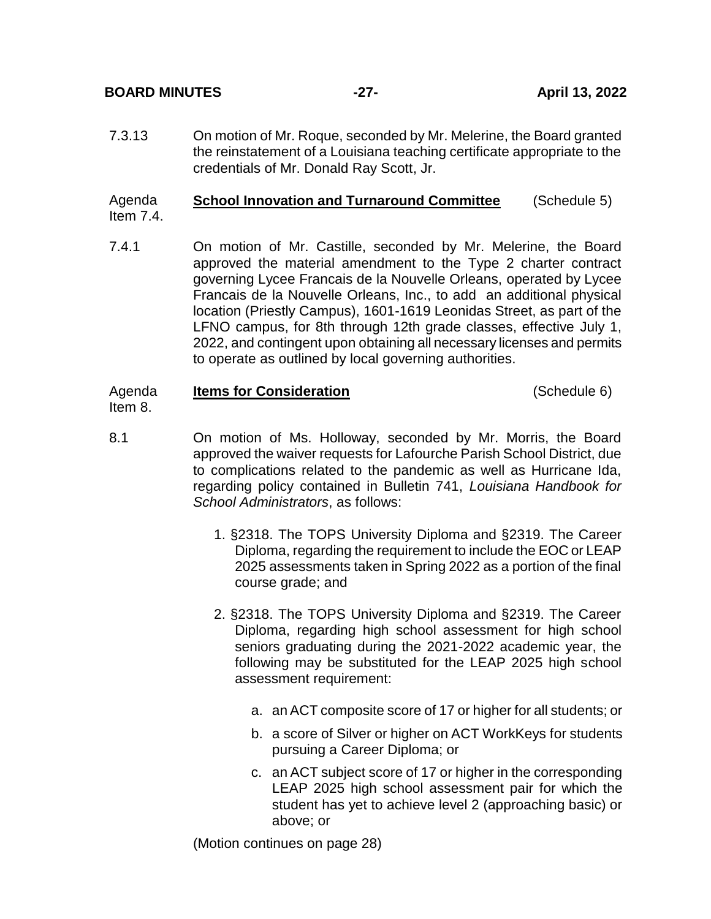7.3.13 On motion of Mr. Roque, seconded by Mr. Melerine, the Board granted the reinstatement of a Louisiana teaching certificate appropriate to the credentials of Mr. Donald Ray Scott, Jr.

Agenda Item 7.4. **School Innovation and Turnaround Committee** (Schedule 5)

7.4.1 On motion of Mr. Castille, seconded by Mr. Melerine, the Board approved the material amendment to the Type 2 charter contract governing Lycee Francais de la Nouvelle Orleans, operated by Lycee Francais de la Nouvelle Orleans, Inc., to add an additional physical location (Priestly Campus), 1601-1619 Leonidas Street, as part of the LFNO campus, for 8th through 12th grade classes, effective July 1, 2022, and contingent upon obtaining all necessary licenses and permits to operate as outlined by local governing authorities.

Agenda Item 8. **Items for Consideration** (Schedule 6)

8.1 On motion of Ms. Holloway, seconded by Mr. Morris, the Board approved the waiver requests for Lafourche Parish School District, due to complications related to the pandemic as well as Hurricane Ida, regarding policy contained in Bulletin 741, *Louisiana Handbook for School Administrators*, as follows:

1. §2318. The TOPS University Diploma and §2319. The Career Diploma, regarding the requirement to include the EOC or LEAP 2025 assessments taken in Spring 2022 as a portion of the final course grade; and
2. §2318. The TOPS University Diploma and §2319. The Career Diploma, regarding high school assessment for high school seniors graduating during the 2021-2022 academic year, the following may be substituted for the LEAP 2025 high school assessment requirement:
   a. an ACT composite score of 17 or higher for all students; or
   b. a score of Silver or higher on ACT WorkKeys for students pursuing a Career Diploma; or
   c. an ACT subject score of 17 or higher in the corresponding LEAP 2025 high school assessment pair for which the student has yet to achieve level 2 (approaching basic) or above; or

(Motion continues on page 28)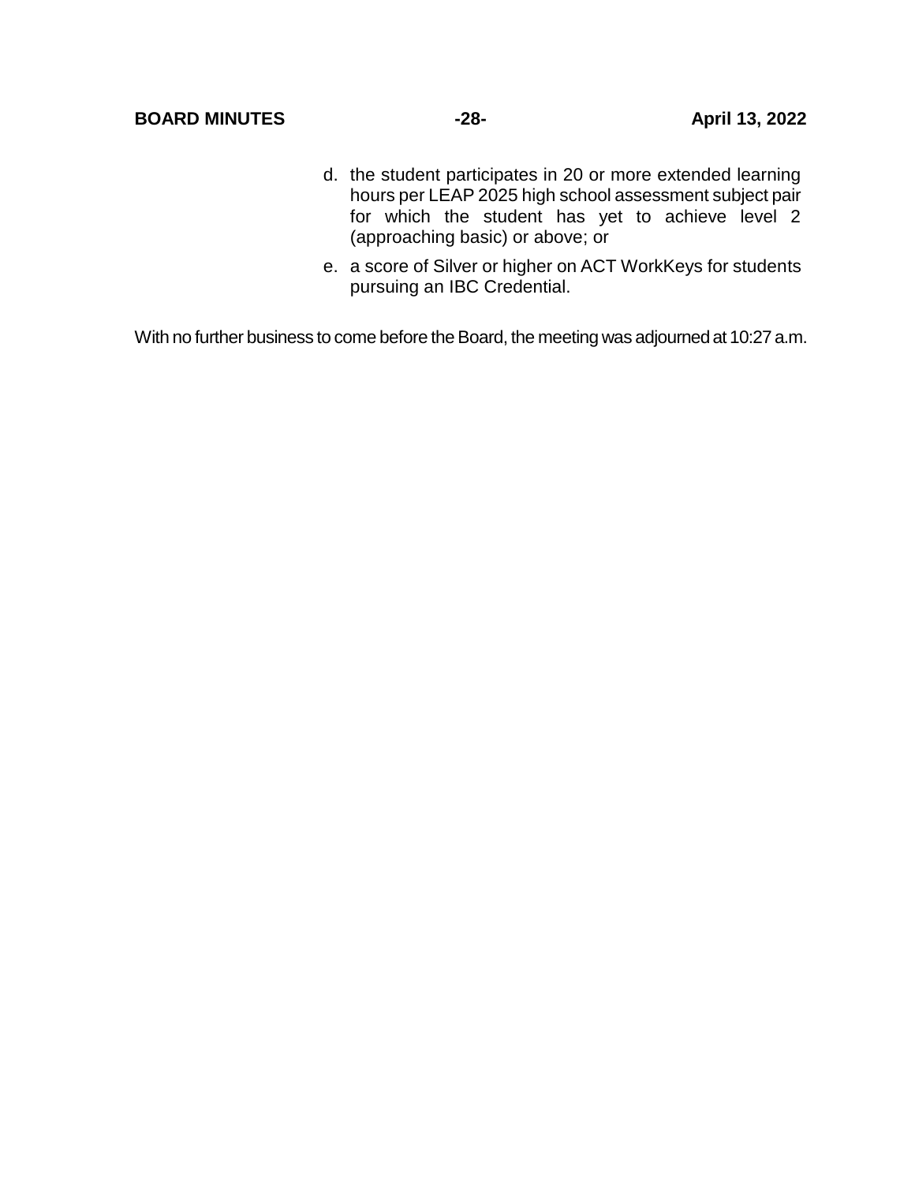d. the student participates in 20 or more extended learning hours per LEAP 2025 high school assessment subject pair for which the student has yet to achieve level 2 (approaching basic) or above; or

e. a score of Silver or higher on ACT WorkKeys for students pursuing an IBC Credential.

With no further business to come before the Board, the meeting was adjourned at 10:27 a.m.